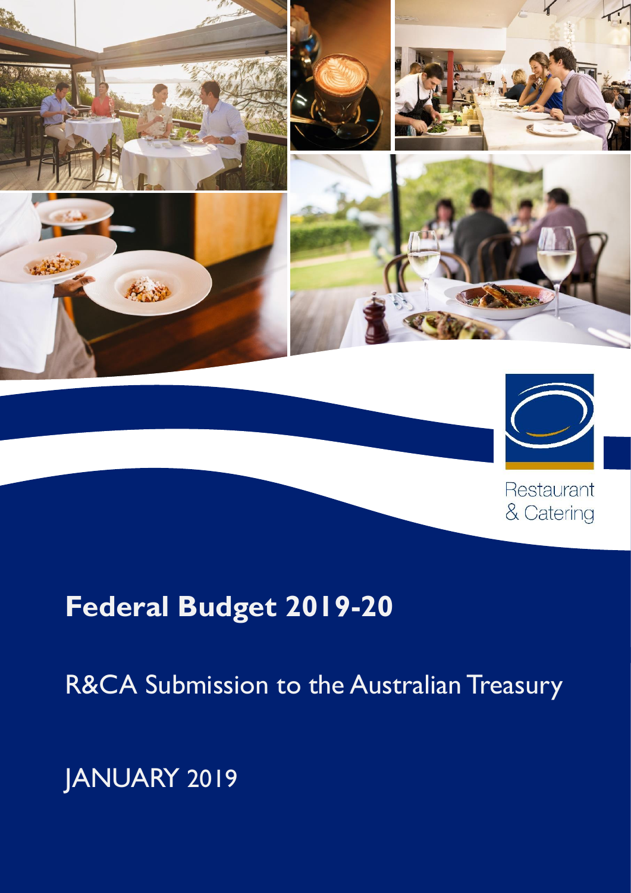Restaurant & Catering

# Federal Budget 2019-20

R&CA Submission to the Australian Treasury

JANUARY 2019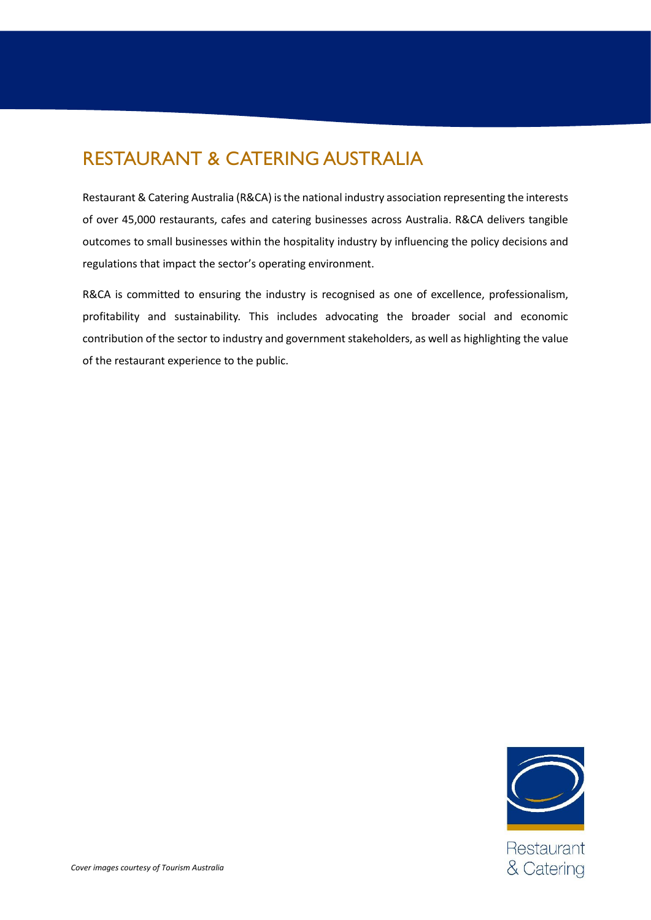# RESTAURANT & CATERING AUSTRALIA

Restaurant & Catering Australia (R&CA) is the national industry association representing the interests of over 45,000 restaurants, cafes and catering businesses across Australia. R&CA delivers tangible outcomes to small businesses within the hospitality industry by influencing the policy decisions and regulations that impact the sector's operating environment.

R&CA is committed to ensuring the industry is recognised as one of excellence, professionalism, profitability and sustainability. This includes advocating the broader social and economic contribution of the sector to industry and government stakeholders, as well as highlighting the value of the restaurant experience to the public.

*Cover images courtesy of Tourism Australia*

Restaurant & Catering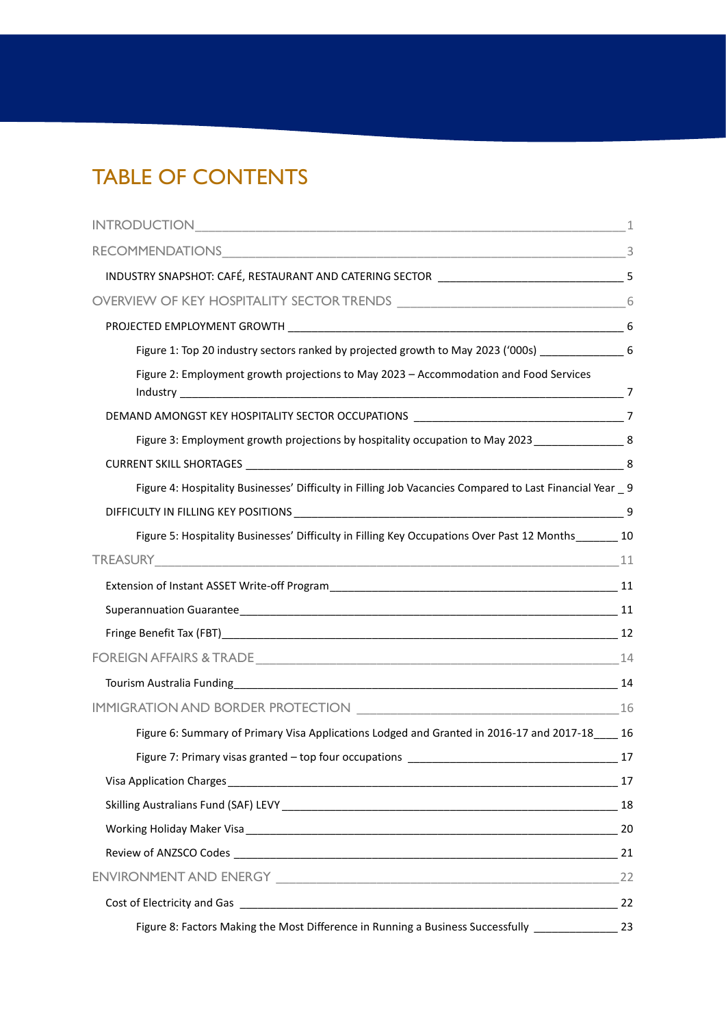# TABLE OF CONTENTS

INTRODUCTION ____ 1

RECOMMENDATIONS ____ 3

- INDUSTRY SNAPSHOT: CAFÉ, RESTAURANT AND CATERING SECTOR ____ 5

OVERVIEW OF KEY HOSPITALITY SECTOR TRENDS ____ 6

- PROJECTED EMPLOYMENT GROWTH ____ 6
  - Figure 1: Top 20 industry sectors ranked by projected growth to May 2023 ('000s) ____ 6
  - Figure 2: Employment growth projections to May 2023 – Accommodation and Food Services Industry ____ 7
- DEMAND AMONGST KEY HOSPITALITY SECTOR OCCUPATIONS ____ 7
  - Figure 3: Employment growth projections by hospitality occupation to May 2023 ____ 8
- CURRENT SKILL SHORTAGES ____ 8
  - Figure 4: Hospitality Businesses' Difficulty in Filling Job Vacancies Compared to Last Financial Year ____ 9
- DIFFICULTY IN FILLING KEY POSITIONS ____ 9
  - Figure 5: Hospitality Businesses' Difficulty in Filling Key Occupations Over Past 12 Months ____ 10

TREASURY ____ 11

- Extension of Instant ASSET Write-off Program ____ 11
- Superannuation Guarantee ____ 11
- Fringe Benefit Tax (FBT) ____ 12

FOREIGN AFFAIRS & TRADE ____ 14

- Tourism Australia Funding ____ 14

IMMIGRATION AND BORDER PROTECTION ____ 16

  - Figure 6: Summary of Primary Visa Applications Lodged and Granted in 2016-17 and 2017-18 ____ 16
  - Figure 7: Primary visas granted – top four occupations ____ 17
- Visa Application Charges ____ 17
- Skilling Australians Fund (SAF) LEVY ____ 18
- Working Holiday Maker Visa ____ 20
- Review of ANZSCO Codes ____ 21

ENVIRONMENT AND ENERGY ____ 22

- Cost of Electricity and Gas ____ 22
  - Figure 8: Factors Making the Most Difference in Running a Business Successfully ____ 23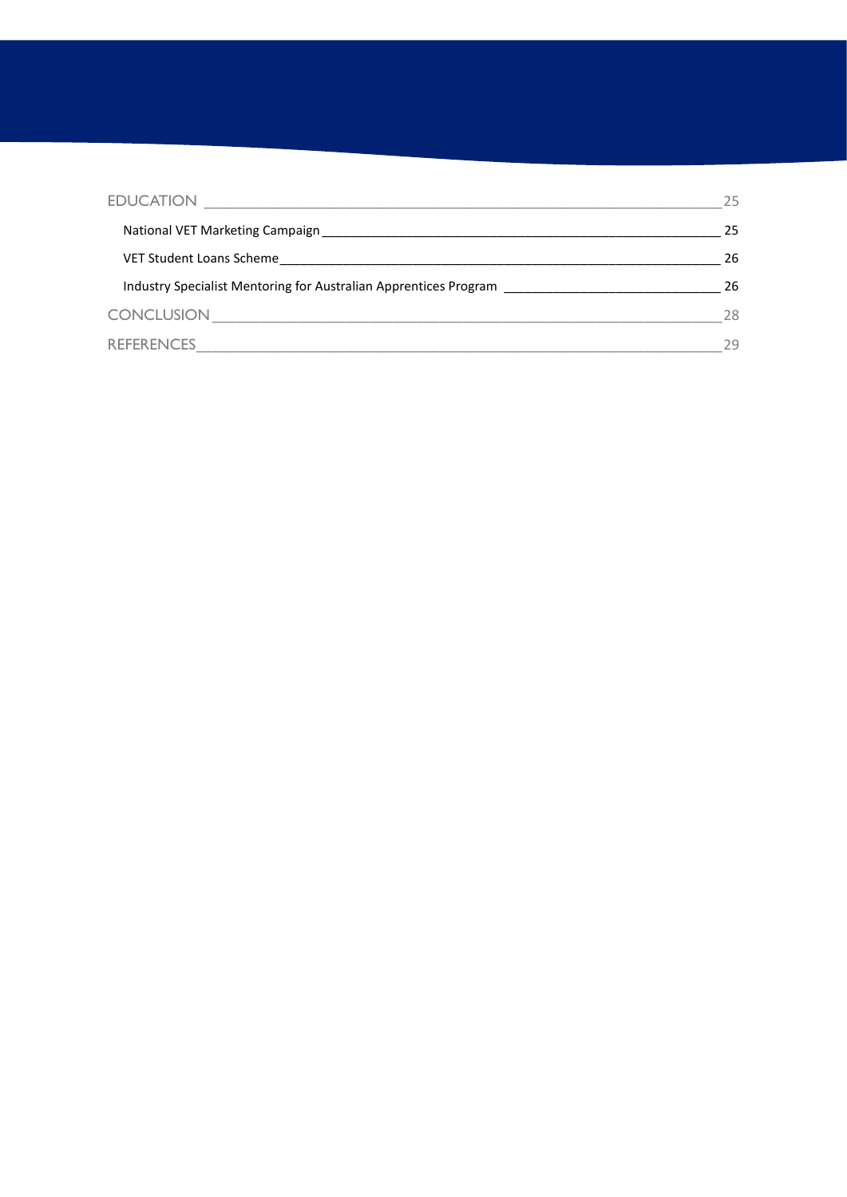EDUCATION ____ 25

- National VET Marketing Campaign ____ 25
- VET Student Loans Scheme ____ 26
- Industry Specialist Mentoring for Australian Apprentices Program ____ 26

CONCLUSION ____ 28

REFERENCES ____ 29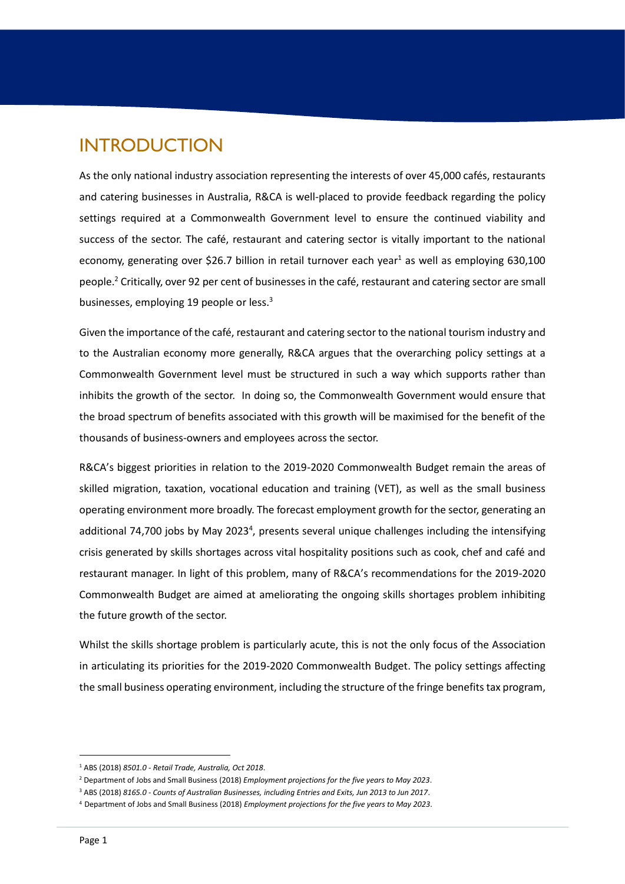# INTRODUCTION

As the only national industry association representing the interests of over 45,000 cafés, restaurants and catering businesses in Australia, R&CA is well-placed to provide feedback regarding the policy settings required at a Commonwealth Government level to ensure the continued viability and success of the sector. The café, restaurant and catering sector is vitally important to the national economy, generating over $26.7 billion in retail turnover each year[1] as well as employing 630,100 people.[2] Critically, over 92 per cent of businesses in the café, restaurant and catering sector are small businesses, employing 19 people or less.[3]

Given the importance of the café, restaurant and catering sector to the national tourism industry and to the Australian economy more generally, R&CA argues that the overarching policy settings at a Commonwealth Government level must be structured in such a way which supports rather than inhibits the growth of the sector. In doing so, the Commonwealth Government would ensure that the broad spectrum of benefits associated with this growth will be maximised for the benefit of the thousands of business-owners and employees across the sector.

R&CA's biggest priorities in relation to the 2019-2020 Commonwealth Budget remain the areas of skilled migration, taxation, vocational education and training (VET), as well as the small business operating environment more broadly. The forecast employment growth for the sector, generating an additional 74,700 jobs by May 2023[4], presents several unique challenges including the intensifying crisis generated by skills shortages across vital hospitality positions such as cook, chef and café and restaurant manager. In light of this problem, many of R&CA's recommendations for the 2019-2020 Commonwealth Budget are aimed at ameliorating the ongoing skills shortages problem inhibiting the future growth of the sector.

Whilst the skills shortage problem is particularly acute, this is not the only focus of the Association in articulating its priorities for the 2019-2020 Commonwealth Budget. The policy settings affecting the small business operating environment, including the structure of the fringe benefits tax program,

---

[1] ABS (2018) *8501.0 - Retail Trade, Australia, Oct 2018*.

[2] Department of Jobs and Small Business (2018) *Employment projections for the five years to May 2023*.

[3] ABS (2018) *8165.0 - Counts of Australian Businesses, including Entries and Exits, Jun 2013 to Jun 2017*.

[4] Department of Jobs and Small Business (2018) *Employment projections for the five years to May 2023*.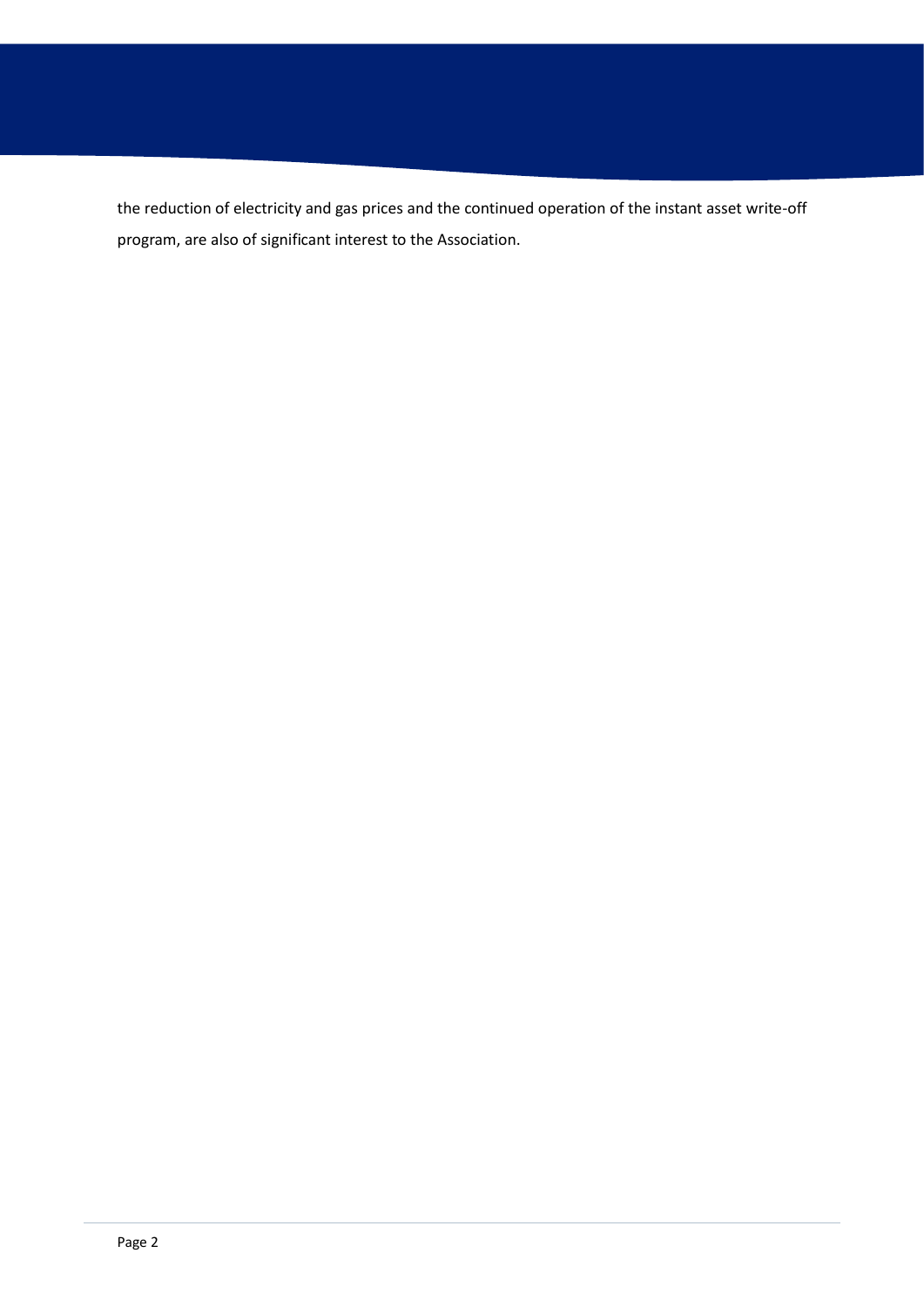the reduction of electricity and gas prices and the continued operation of the instant asset write-off program, are also of significant interest to the Association.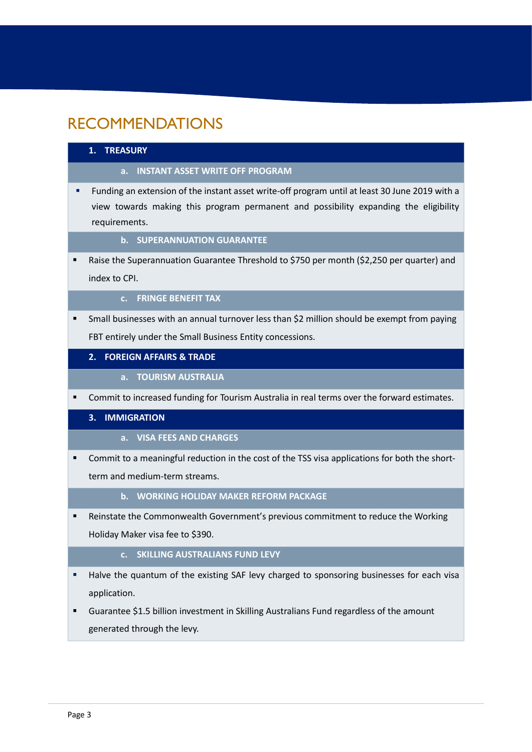# RECOMMENDATIONS

## 1. TREASURY

### a. INSTANT ASSET WRITE OFF PROGRAM

- Funding an extension of the instant asset write-off program until at least 30 June 2019 with a view towards making this program permanent and possibility expanding the eligibility requirements.

### b. SUPERANNUATION GUARANTEE

- Raise the Superannuation Guarantee Threshold to $750 per month ($2,250 per quarter) and index to CPI.

### c. FRINGE BENEFIT TAX

- Small businesses with an annual turnover less than $2 million should be exempt from paying FBT entirely under the Small Business Entity concessions.

## 2. FOREIGN AFFAIRS & TRADE

### a. TOURISM AUSTRALIA

- Commit to increased funding for Tourism Australia in real terms over the forward estimates.

## 3. IMMIGRATION

### a. VISA FEES AND CHARGES

- Commit to a meaningful reduction in the cost of the TSS visa applications for both the short-term and medium-term streams.

### b. WORKING HOLIDAY MAKER REFORM PACKAGE

- Reinstate the Commonwealth Government's previous commitment to reduce the Working Holiday Maker visa fee to $390.

### c. SKILLING AUSTRALIANS FUND LEVY

- Halve the quantum of the existing SAF levy charged to sponsoring businesses for each visa application.
- Guarantee $1.5 billion investment in Skilling Australians Fund regardless of the amount generated through the levy.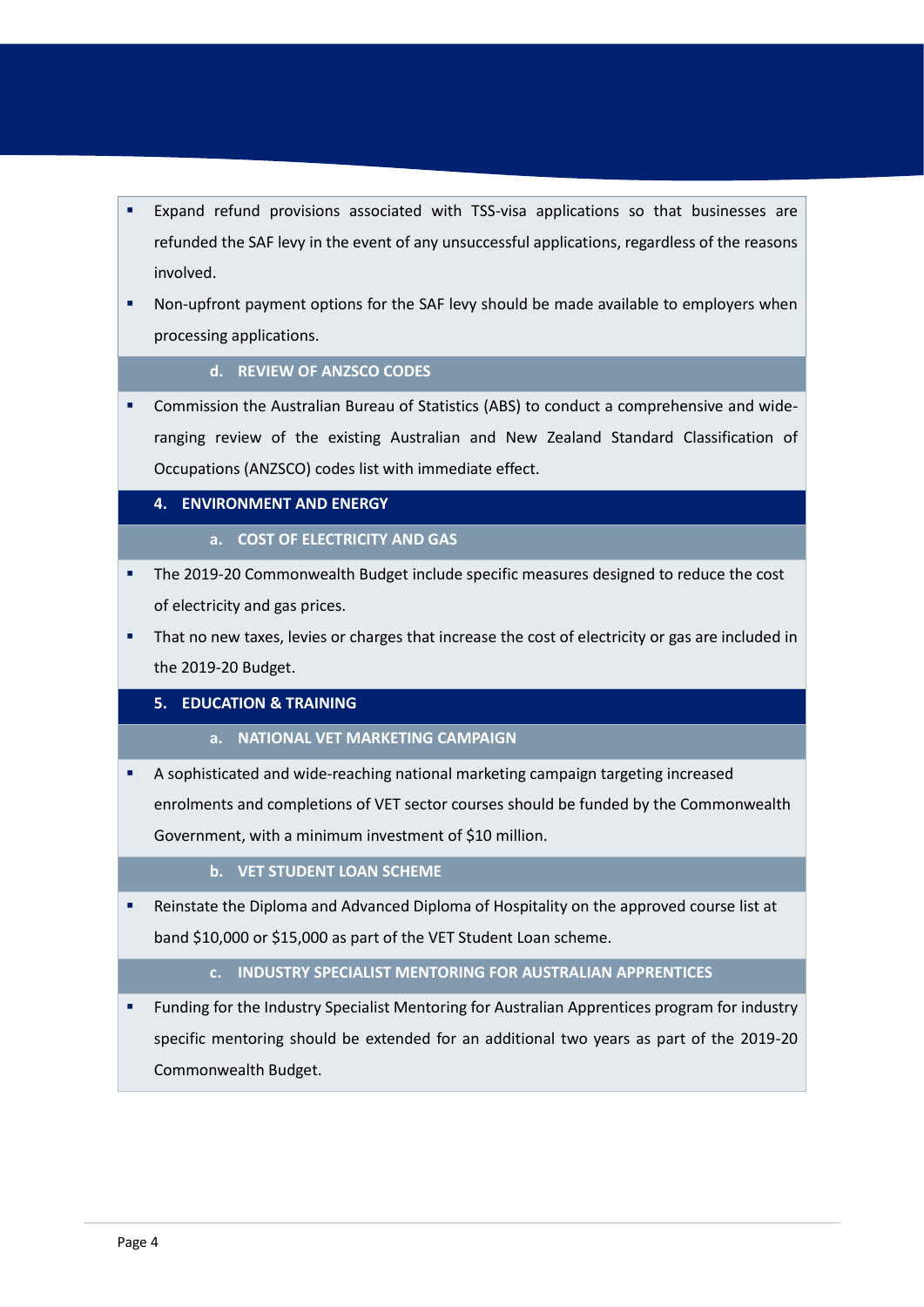- Expand refund provisions associated with TSS-visa applications so that businesses are refunded the SAF levy in the event of any unsuccessful applications, regardless of the reasons involved.
- Non-upfront payment options for the SAF levy should be made available to employers when processing applications.

### d. REVIEW OF ANZSCO CODES

- Commission the Australian Bureau of Statistics (ABS) to conduct a comprehensive and wide-ranging review of the existing Australian and New Zealand Standard Classification of Occupations (ANZSCO) codes list with immediate effect.

## 4. ENVIRONMENT AND ENERGY

### a. COST OF ELECTRICITY AND GAS

- The 2019-20 Commonwealth Budget include specific measures designed to reduce the cost of electricity and gas prices.
- That no new taxes, levies or charges that increase the cost of electricity or gas are included in the 2019-20 Budget.

## 5. EDUCATION & TRAINING

### a. NATIONAL VET MARKETING CAMPAIGN

- A sophisticated and wide-reaching national marketing campaign targeting increased enrolments and completions of VET sector courses should be funded by the Commonwealth Government, with a minimum investment of $10 million.

### b. VET STUDENT LOAN SCHEME

- Reinstate the Diploma and Advanced Diploma of Hospitality on the approved course list at band $10,000 or $15,000 as part of the VET Student Loan scheme.

### c. INDUSTRY SPECIALIST MENTORING FOR AUSTRALIAN APPRENTICES

- Funding for the Industry Specialist Mentoring for Australian Apprentices program for industry specific mentoring should be extended for an additional two years as part of the 2019-20 Commonwealth Budget.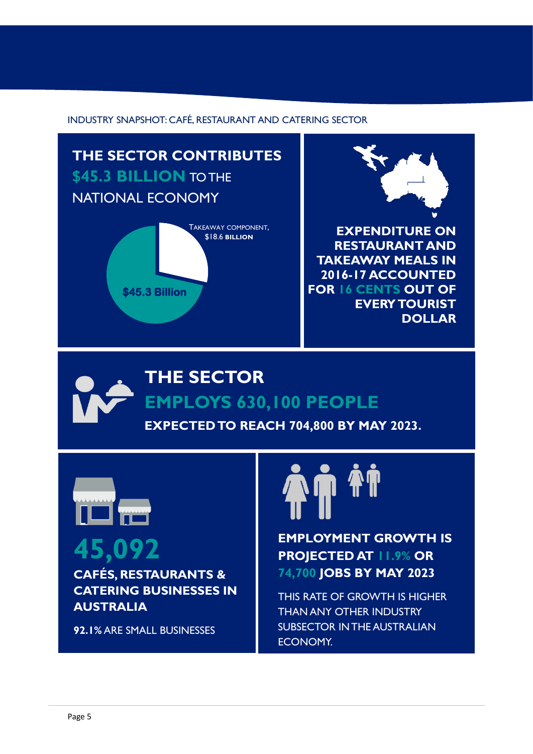INDUSTRY SNAPSHOT: CAFÉ, RESTAURANT AND CATERING SECTOR

## THE SECTOR CONTRIBUTES $45.3 BILLION TO THE NATIONAL ECONOMY

TAKEAWAY COMPONENT, $18.6 **BILLION**

$45.3 Billion

**EXPENDITURE ON RESTAURANT AND TAKEAWAY MEALS IN 2016-17 ACCOUNTED FOR 16 CENTS OUT OF EVERY TOURIST DOLLAR**

## THE SECTOR EMPLOYS 630,100 PEOPLE

**EXPECTED TO REACH 704,800 BY MAY 2023.**

## 45,092

**CAFÉS, RESTAURANTS & CATERING BUSINESSES IN AUSTRALIA**

**92.1%** ARE SMALL BUSINESSES

**EMPLOYMENT GROWTH IS PROJECTED AT 11.9% OR 74,700 JOBS BY MAY 2023**

THIS RATE OF GROWTH IS HIGHER THAN ANY OTHER INDUSTRY SUBSECTOR IN THE AUSTRALIAN ECONOMY.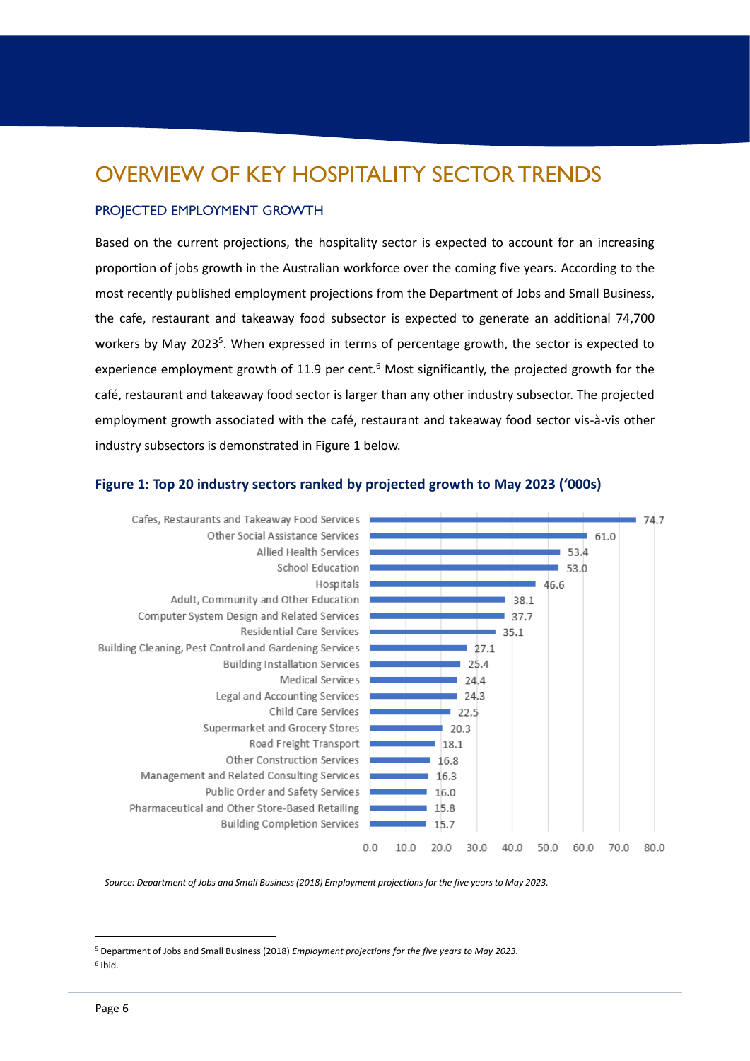# OVERVIEW OF KEY HOSPITALITY SECTOR TRENDS

## PROJECTED EMPLOYMENT GROWTH

Based on the current projections, the hospitality sector is expected to account for an increasing proportion of jobs growth in the Australian workforce over the coming five years. According to the most recently published employment projections from the Department of Jobs and Small Business, the cafe, restaurant and takeaway food subsector is expected to generate an additional 74,700 workers by May 2023[5]. When expressed in terms of percentage growth, the sector is expected to experience employment growth of 11.9 per cent.[6] Most significantly, the projected growth for the café, restaurant and takeaway food sector is larger than any other industry subsector. The projected employment growth associated with the café, restaurant and takeaway food sector vis-à-vis other industry subsectors is demonstrated in Figure 1 below.

**Figure 1: Top 20 industry sectors ranked by projected growth to May 2023 ('000s)**

| Industry sector | Projected growth ('000s) |
| --- | --- |
| Cafes, Restaurants and Takeaway Food Services | 74.7 |
| Other Social Assistance Services | 61.0 |
| Allied Health Services | 53.4 |
| School Education | 53.0 |
| Hospitals | 46.6 |
| Adult, Community and Other Education | 38.1 |
| Computer System Design and Related Services | 37.7 |
| Residential Care Services | 35.1 |
| Building Cleaning, Pest Control and Gardening Services | 27.1 |
| Building Installation Services | 25.4 |
| Medical Services | 24.4 |
| Legal and Accounting Services | 24.3 |
| Child Care Services | 22.5 |
| Supermarket and Grocery Stores | 20.3 |
| Road Freight Transport | 18.1 |
| Other Construction Services | 16.8 |
| Management and Related Consulting Services | 16.3 |
| Public Order and Safety Services | 16.0 |
| Pharmaceutical and Other Store-Based Retailing | 15.8 |
| Building Completion Services | 15.7 |

*Source: Department of Jobs and Small Business (2018) Employment projections for the five years to May 2023.*

---

[5] Department of Jobs and Small Business (2018) *Employment projections for the five years to May 2023.*

[6] Ibid.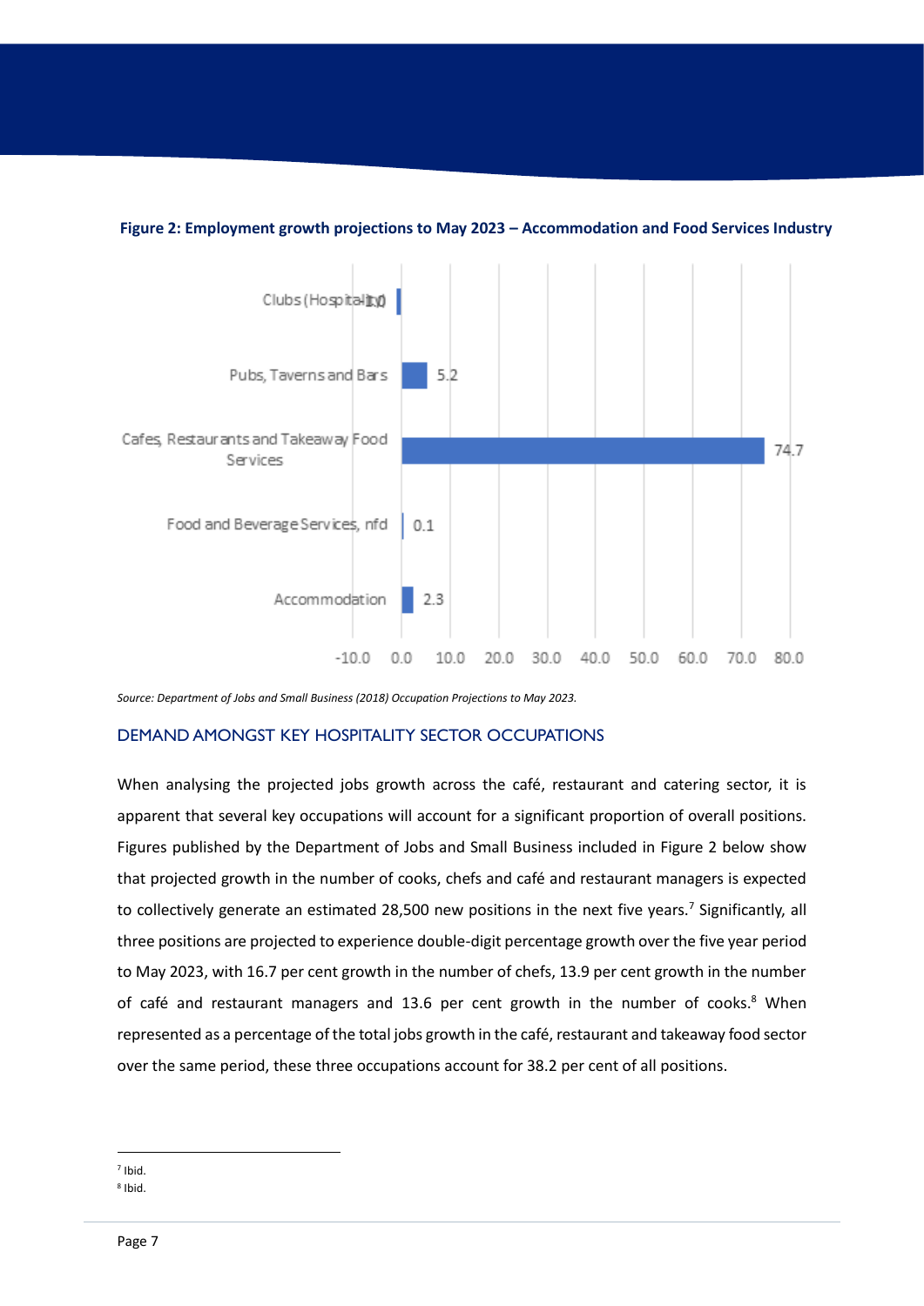**Figure 2: Employment growth projections to May 2023 – Accommodation and Food Services Industry**

| Sector | Projected growth |
|---|---|
| Clubs (Hospitality) | -1.0 |
| Pubs, Taverns and Bars | 5.2 |
| Cafes, Restaurants and Takeaway Food Services | 74.7 |
| Food and Beverage Services, nfd | 0.1 |
| Accommodation | 2.3 |

*Source: Department of Jobs and Small Business (2018) Occupation Projections to May 2023.*

## DEMAND AMONGST KEY HOSPITALITY SECTOR OCCUPATIONS

When analysing the projected jobs growth across the café, restaurant and catering sector, it is apparent that several key occupations will account for a significant proportion of overall positions. Figures published by the Department of Jobs and Small Business included in Figure 2 below show that projected growth in the number of cooks, chefs and café and restaurant managers is expected to collectively generate an estimated 28,500 new positions in the next five years.[7] Significantly, all three positions are projected to experience double-digit percentage growth over the five year period to May 2023, with 16.7 per cent growth in the number of chefs, 13.9 per cent growth in the number of café and restaurant managers and 13.6 per cent growth in the number of cooks.[8] When represented as a percentage of the total jobs growth in the café, restaurant and takeaway food sector over the same period, these three occupations account for 38.2 per cent of all positions.

[7] Ibid.

[8] Ibid.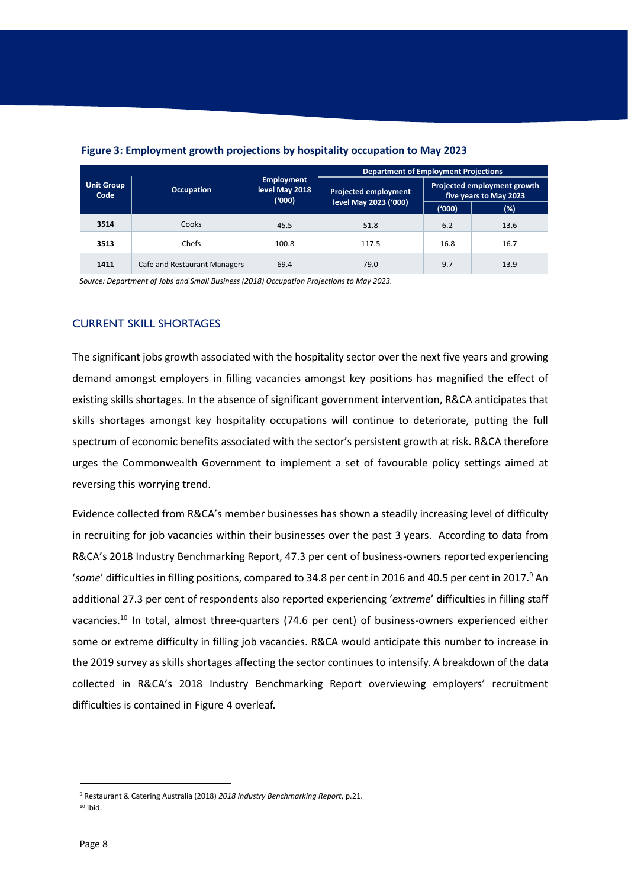**Figure 3: Employment growth projections by hospitality occupation to May 2023**

| Unit Group Code | Occupation | Employment level May 2018 ('000) | Department of Employment Projections | | |
|---|---|---|---|---|---|
| | | | Projected employment level May 2023 ('000) | Projected employment growth five years to May 2023 | |
| | | | | ('000) | (%) |
| **3514** | Cooks | 45.5 | 51.8 | 6.2 | 13.6 |
| **3513** | Chefs | 100.8 | 117.5 | 16.8 | 16.7 |
| **1411** | Cafe and Restaurant Managers | 69.4 | 79.0 | 9.7 | 13.9 |

*Source: Department of Jobs and Small Business (2018) Occupation Projections to May 2023.*

## CURRENT SKILL SHORTAGES

The significant jobs growth associated with the hospitality sector over the next five years and growing demand amongst employers in filling vacancies amongst key positions has magnified the effect of existing skills shortages. In the absence of significant government intervention, R&CA anticipates that skills shortages amongst key hospitality occupations will continue to deteriorate, putting the full spectrum of economic benefits associated with the sector's persistent growth at risk. R&CA therefore urges the Commonwealth Government to implement a set of favourable policy settings aimed at reversing this worrying trend.

Evidence collected from R&CA's member businesses has shown a steadily increasing level of difficulty in recruiting for job vacancies within their businesses over the past 3 years. According to data from R&CA's 2018 Industry Benchmarking Report, 47.3 per cent of business-owners reported experiencing '*some*' difficulties in filling positions, compared to 34.8 per cent in 2016 and 40.5 per cent in 2017.[9] An additional 27.3 per cent of respondents also reported experiencing '*extreme*' difficulties in filling staff vacancies.[10] In total, almost three-quarters (74.6 per cent) of business-owners experienced either some or extreme difficulty in filling job vacancies. R&CA would anticipate this number to increase in the 2019 survey as skills shortages affecting the sector continues to intensify. A breakdown of the data collected in R&CA's 2018 Industry Benchmarking Report overviewing employers' recruitment difficulties is contained in Figure 4 overleaf.

---

[9] Restaurant & Catering Australia (2018) *2018 Industry Benchmarking Report*, p.21.

[10] Ibid.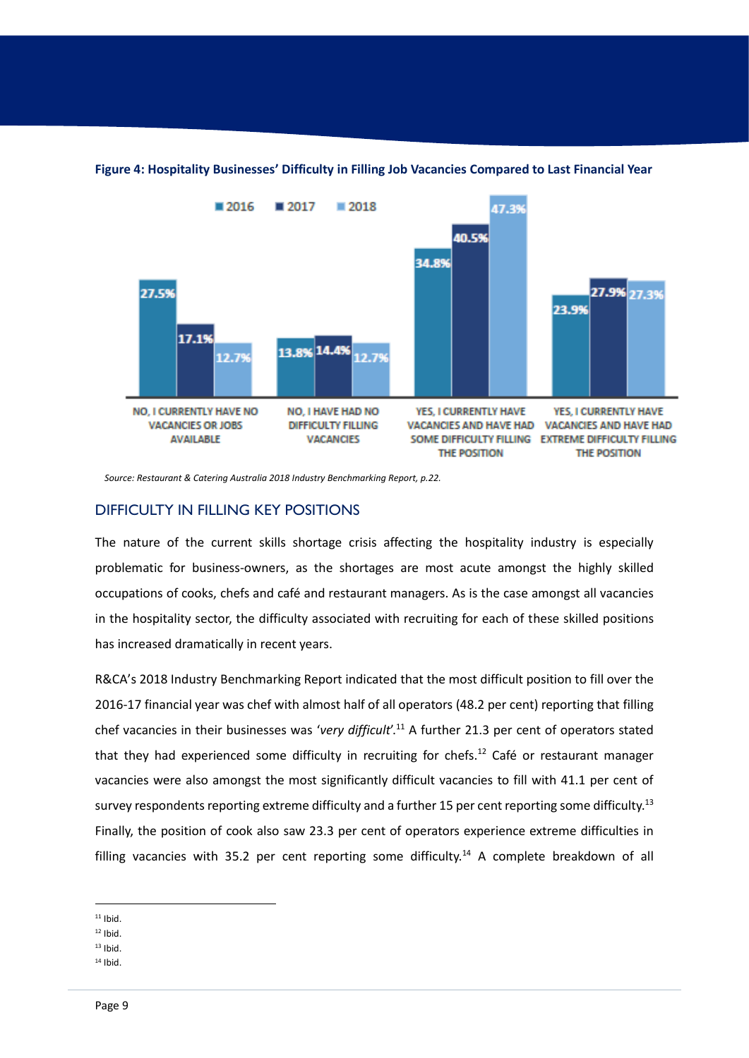**Figure 4: Hospitality Businesses' Difficulty in Filling Job Vacancies Compared to Last Financial Year**

| | 2016 | 2017 | 2018 |
|---|---|---|---|
| NO, I CURRENTLY HAVE NO VACANCIES OR JOBS AVAILABLE | 27.5% | 17.1% | 12.7% |
| NO, I HAVE HAD NO DIFFICULTY FILLING VACANCIES | 13.8% | 14.4% | 12.7% |
| YES, I CURRENTLY HAVE VACANCIES AND HAVE HAD SOME DIFFICULTY FILLING THE POSITION | 34.8% | 40.5% | 47.3% |
| YES, I CURRENTLY HAVE VACANCIES AND HAVE HAD EXTREME DIFFICULTY FILLING THE POSITION | 23.9% | 27.9% | 27.3% |

*Source: Restaurant & Catering Australia 2018 Industry Benchmarking Report, p.22.*

## DIFFICULTY IN FILLING KEY POSITIONS

The nature of the current skills shortage crisis affecting the hospitality industry is especially problematic for business-owners, as the shortages are most acute amongst the highly skilled occupations of cooks, chefs and café and restaurant managers. As is the case amongst all vacancies in the hospitality sector, the difficulty associated with recruiting for each of these skilled positions has increased dramatically in recent years.

R&CA's 2018 Industry Benchmarking Report indicated that the most difficult position to fill over the 2016-17 financial year was chef with almost half of all operators (48.2 per cent) reporting that filling chef vacancies in their businesses was '*very difficult*'.[11] A further 21.3 per cent of operators stated that they had experienced some difficulty in recruiting for chefs.[12] Café or restaurant manager vacancies were also amongst the most significantly difficult vacancies to fill with 41.1 per cent of survey respondents reporting extreme difficulty and a further 15 per cent reporting some difficulty.[13] Finally, the position of cook also saw 23.3 per cent of operators experience extreme difficulties in filling vacancies with 35.2 per cent reporting some difficulty.[14] A complete breakdown of all

---

[11] Ibid.

[12] Ibid.

[13] Ibid.

[14] Ibid.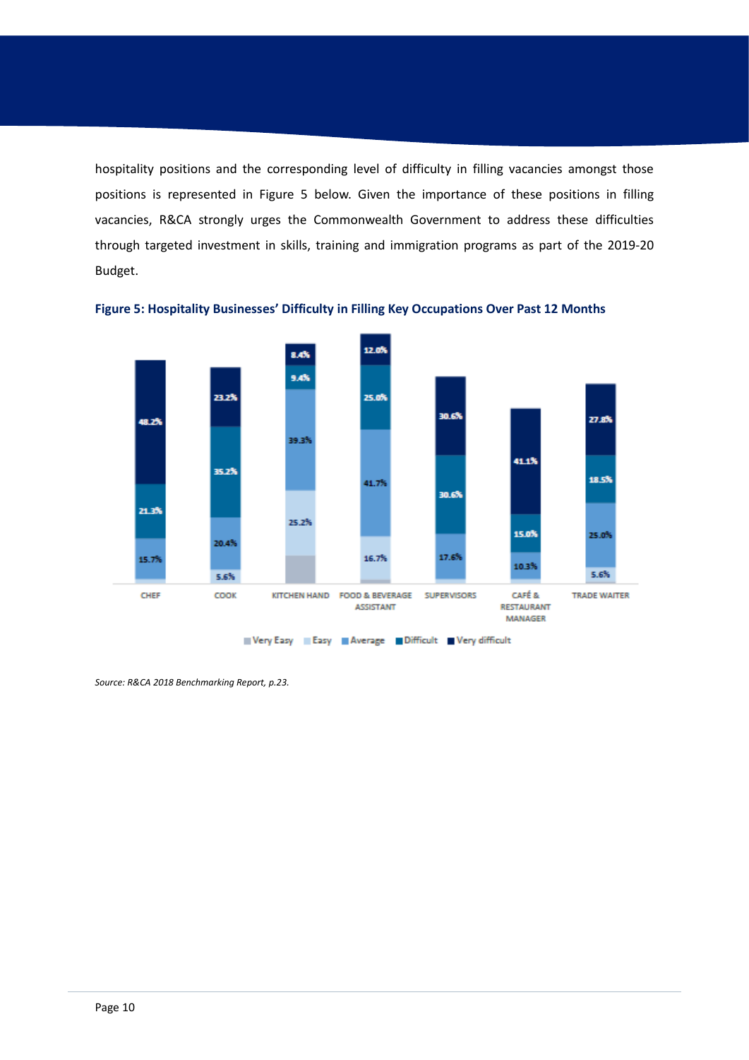hospitality positions and the corresponding level of difficulty in filling vacancies amongst those positions is represented in Figure 5 below. Given the importance of these positions in filling vacancies, R&CA strongly urges the Commonwealth Government to address these difficulties through targeted investment in skills, training and immigration programs as part of the 2019-20 Budget.

**Figure 5: Hospitality Businesses' Difficulty in Filling Key Occupations Over Past 12 Months**

| | CHEF | COOK | KITCHEN HAND | FOOD & BEVERAGE ASSISTANT | SUPERVISORS | CAFÉ & RESTAURANT MANAGER | TRADE WAITER |
|---|---|---|---|---|---|---|---|
| Very difficult | 48.2% | 23.2% | 8.4% | 12.0% | 30.6% | 41.1% | 27.8% |
| Difficult | 21.3% | 35.2% | 9.4% | 25.0% | 30.6% | 15.0% | 18.5% |
| Average | 15.7% | 20.4% | 39.3% | 41.7% | 17.6% | 10.3% | 25.0% |
| Easy | | 5.6% | 25.2% | 16.7% | | | 5.6% |
| Very Easy | | | | | | | |

*Source: R&CA 2018 Benchmarking Report, p.23.*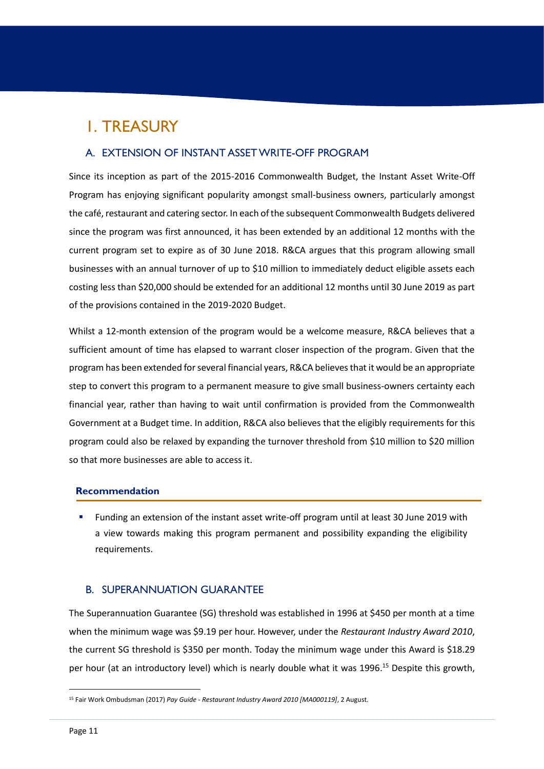# I. TREASURY

## A. EXTENSION OF INSTANT ASSET WRITE-OFF PROGRAM

Since its inception as part of the 2015-2016 Commonwealth Budget, the Instant Asset Write-Off Program has enjoying significant popularity amongst small-business owners, particularly amongst the café, restaurant and catering sector. In each of the subsequent Commonwealth Budgets delivered since the program was first announced, it has been extended by an additional 12 months with the current program set to expire as of 30 June 2018. R&CA argues that this program allowing small businesses with an annual turnover of up to $10 million to immediately deduct eligible assets each costing less than $20,000 should be extended for an additional 12 months until 30 June 2019 as part of the provisions contained in the 2019-2020 Budget.

Whilst a 12-month extension of the program would be a welcome measure, R&CA believes that a sufficient amount of time has elapsed to warrant closer inspection of the program. Given that the program has been extended for several financial years, R&CA believes that it would be an appropriate step to convert this program to a permanent measure to give small business-owners certainty each financial year, rather than having to wait until confirmation is provided from the Commonwealth Government at a Budget time. In addition, R&CA also believes that the eligibly requirements for this program could also be relaxed by expanding the turnover threshold from $10 million to $20 million so that more businesses are able to access it.

**Recommendation**

- Funding an extension of the instant asset write-off program until at least 30 June 2019 with a view towards making this program permanent and possibility expanding the eligibility requirements.

## B. SUPERANNUATION GUARANTEE

The Superannuation Guarantee (SG) threshold was established in 1996 at $450 per month at a time when the minimum wage was $9.19 per hour. However, under the *Restaurant Industry Award 2010*, the current SG threshold is $350 per month. Today the minimum wage under this Award is $18.29 per hour (at an introductory level) which is nearly double what it was 1996.[15] Despite this growth,

[15] Fair Work Ombudsman (2017) *Pay Guide - Restaurant Industry Award 2010 [MA000119]*, 2 August.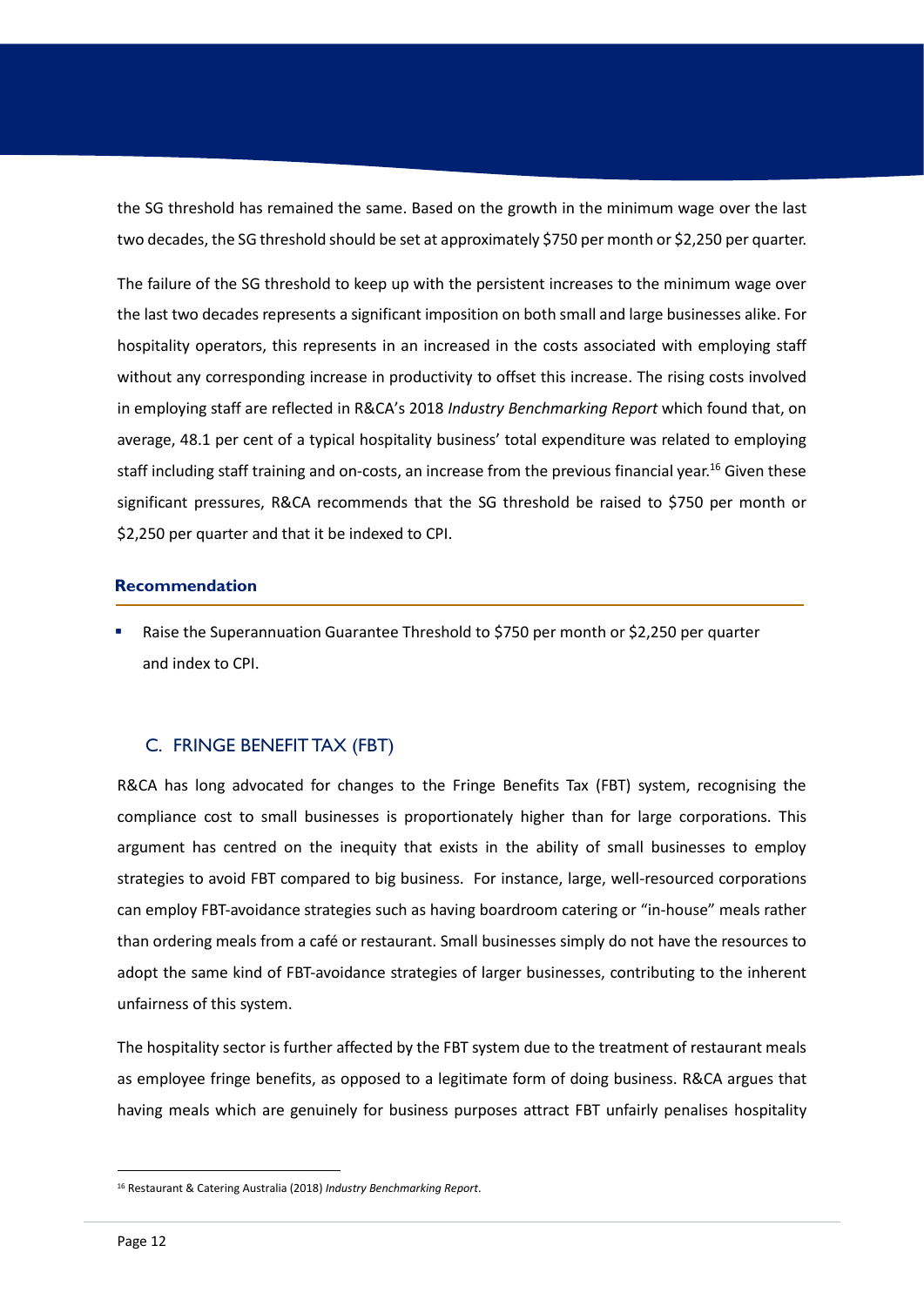the SG threshold has remained the same. Based on the growth in the minimum wage over the last two decades, the SG threshold should be set at approximately $750 per month or $2,250 per quarter.

The failure of the SG threshold to keep up with the persistent increases to the minimum wage over the last two decades represents a significant imposition on both small and large businesses alike. For hospitality operators, this represents in an increased in the costs associated with employing staff without any corresponding increase in productivity to offset this increase. The rising costs involved in employing staff are reflected in R&CA's 2018 *Industry Benchmarking Report* which found that, on average, 48.1 per cent of a typical hospitality business' total expenditure was related to employing staff including staff training and on-costs, an increase from the previous financial year.[16] Given these significant pressures, R&CA recommends that the SG threshold be raised to $750 per month or $2,250 per quarter and that it be indexed to CPI.

#### Recommendation

- Raise the Superannuation Guarantee Threshold to $750 per month or $2,250 per quarter and index to CPI.

### C. FRINGE BENEFIT TAX (FBT)

R&CA has long advocated for changes to the Fringe Benefits Tax (FBT) system, recognising the compliance cost to small businesses is proportionately higher than for large corporations. This argument has centred on the inequity that exists in the ability of small businesses to employ strategies to avoid FBT compared to big business. For instance, large, well-resourced corporations can employ FBT-avoidance strategies such as having boardroom catering or "in-house" meals rather than ordering meals from a café or restaurant. Small businesses simply do not have the resources to adopt the same kind of FBT-avoidance strategies of larger businesses, contributing to the inherent unfairness of this system.

The hospitality sector is further affected by the FBT system due to the treatment of restaurant meals as employee fringe benefits, as opposed to a legitimate form of doing business. R&CA argues that having meals which are genuinely for business purposes attract FBT unfairly penalises hospitality

[16] Restaurant & Catering Australia (2018) *Industry Benchmarking Report*.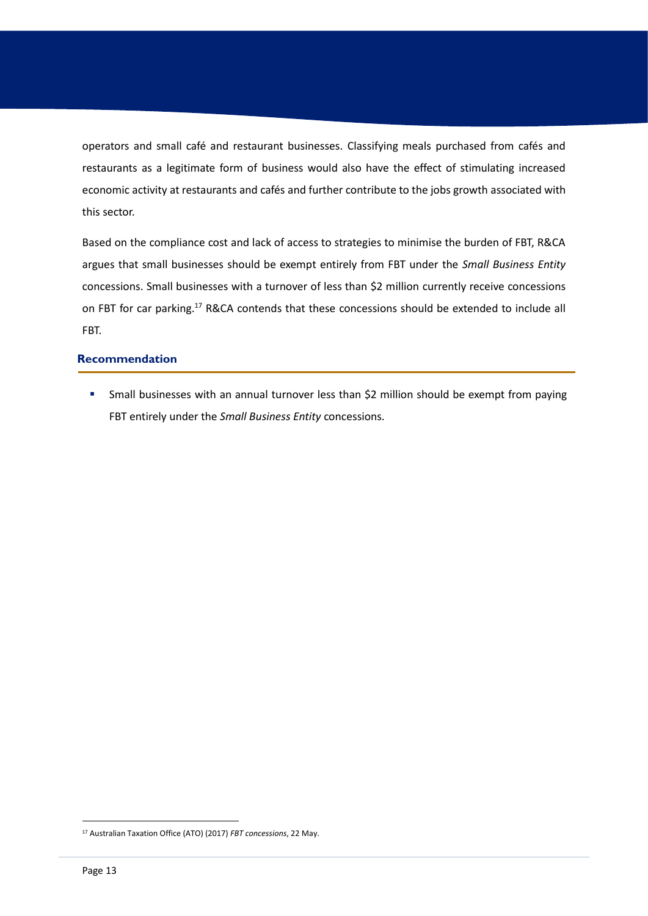operators and small café and restaurant businesses. Classifying meals purchased from cafés and restaurants as a legitimate form of business would also have the effect of stimulating increased economic activity at restaurants and cafés and further contribute to the jobs growth associated with this sector.

Based on the compliance cost and lack of access to strategies to minimise the burden of FBT, R&CA argues that small businesses should be exempt entirely from FBT under the *Small Business Entity* concessions. Small businesses with a turnover of less than $2 million currently receive concessions on FBT for car parking.[17] R&CA contends that these concessions should be extended to include all FBT.

### Recommendation

- Small businesses with an annual turnover less than $2 million should be exempt from paying FBT entirely under the *Small Business Entity* concessions.

[17] Australian Taxation Office (ATO) (2017) *FBT concessions*, 22 May.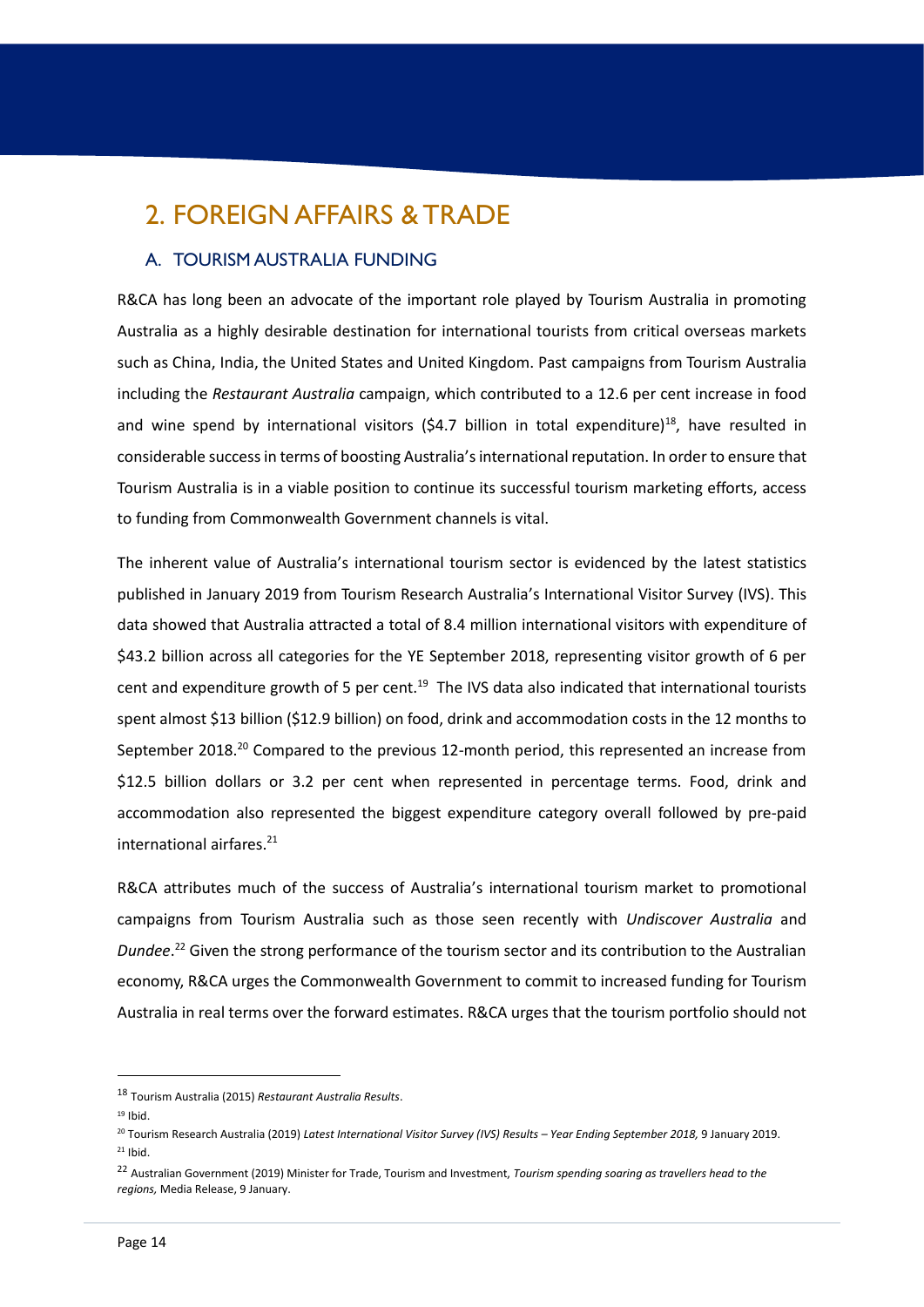# 2. FOREIGN AFFAIRS & TRADE

## A. TOURISM AUSTRALIA FUNDING

R&CA has long been an advocate of the important role played by Tourism Australia in promoting Australia as a highly desirable destination for international tourists from critical overseas markets such as China, India, the United States and United Kingdom. Past campaigns from Tourism Australia including the *Restaurant Australia* campaign, which contributed to a 12.6 per cent increase in food and wine spend by international visitors ($4.7 billion in total expenditure)[18], have resulted in considerable success in terms of boosting Australia's international reputation. In order to ensure that Tourism Australia is in a viable position to continue its successful tourism marketing efforts, access to funding from Commonwealth Government channels is vital.

The inherent value of Australia's international tourism sector is evidenced by the latest statistics published in January 2019 from Tourism Research Australia's International Visitor Survey (IVS). This data showed that Australia attracted a total of 8.4 million international visitors with expenditure of $43.2 billion across all categories for the YE September 2018, representing visitor growth of 6 per cent and expenditure growth of 5 per cent.[19] The IVS data also indicated that international tourists spent almost $13 billion ($12.9 billion) on food, drink and accommodation costs in the 12 months to September 2018.[20] Compared to the previous 12-month period, this represented an increase from $12.5 billion dollars or 3.2 per cent when represented in percentage terms. Food, drink and accommodation also represented the biggest expenditure category overall followed by pre-paid international airfares.[21]

R&CA attributes much of the success of Australia's international tourism market to promotional campaigns from Tourism Australia such as those seen recently with *Undiscover Australia* and *Dundee*.[22] Given the strong performance of the tourism sector and its contribution to the Australian economy, R&CA urges the Commonwealth Government to commit to increased funding for Tourism Australia in real terms over the forward estimates. R&CA urges that the tourism portfolio should not

---

[18] Tourism Australia (2015) *Restaurant Australia Results*.

[19] Ibid.

[20] Tourism Research Australia (2019) *Latest International Visitor Survey (IVS) Results – Year Ending September 2018,* 9 January 2019.

[21] Ibid.

[22] Australian Government (2019) Minister for Trade, Tourism and Investment, *Tourism spending soaring as travellers head to the regions,* Media Release, 9 January.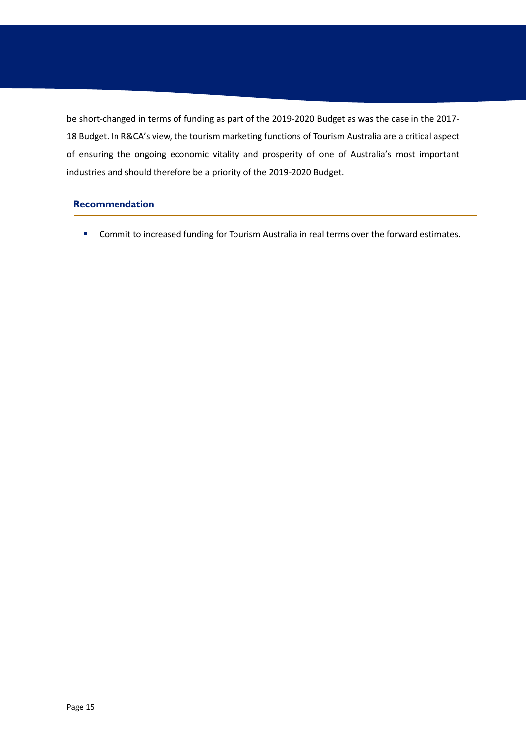be short-changed in terms of funding as part of the 2019-2020 Budget as was the case in the 2017-18 Budget. In R&CA's view, the tourism marketing functions of Tourism Australia are a critical aspect of ensuring the ongoing economic vitality and prosperity of one of Australia's most important industries and should therefore be a priority of the 2019-2020 Budget.

### Recommendation

- Commit to increased funding for Tourism Australia in real terms over the forward estimates.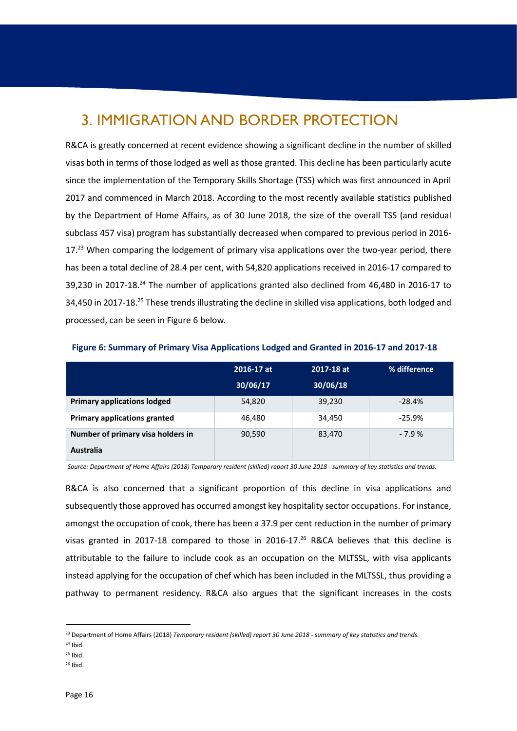# 3. IMMIGRATION AND BORDER PROTECTION

R&CA is greatly concerned at recent evidence showing a significant decline in the number of skilled visas both in terms of those lodged as well as those granted. This decline has been particularly acute since the implementation of the Temporary Skills Shortage (TSS) which was first announced in April 2017 and commenced in March 2018. According to the most recently available statistics published by the Department of Home Affairs, as of 30 June 2018, the size of the overall TSS (and residual subclass 457 visa) program has substantially decreased when compared to previous period in 2016-17.[23] When comparing the lodgement of primary visa applications over the two-year period, there has been a total decline of 28.4 per cent, with 54,820 applications received in 2016-17 compared to 39,230 in 2017-18.[24] The number of applications granted also declined from 46,480 in 2016-17 to 34,450 in 2017-18.[25] These trends illustrating the decline in skilled visa applications, both lodged and processed, can be seen in Figure 6 below.

**Figure 6: Summary of Primary Visa Applications Lodged and Granted in 2016-17 and 2017-18**

| | 2016-17 at 30/06/17 | 2017-18 at 30/06/18 | % difference |
|---|---|---|---|
| **Primary applications lodged** | 54,820 | 39,230 | -28.4% |
| **Primary applications granted** | 46,480 | 34,450 | -25.9% |
| **Number of primary visa holders in Australia** | 90,590 | 83,470 | - 7.9 % |

*Source: Department of Home Affairs (2018) Temporary resident (skilled) report 30 June 2018 - summary of key statistics and trends.*

R&CA is also concerned that a significant proportion of this decline in visa applications and subsequently those approved has occurred amongst key hospitality sector occupations. For instance, amongst the occupation of cook, there has been a 37.9 per cent reduction in the number of primary visas granted in 2017-18 compared to those in 2016-17.[26] R&CA believes that this decline is attributable to the failure to include cook as an occupation on the MLTSSL, with visa applicants instead applying for the occupation of chef which has been included in the MLTSSL, thus providing a pathway to permanent residency. R&CA also argues that the significant increases in the costs

---

[23] Department of Home Affairs (2018) *Temporary resident (skilled) report 30 June 2018 - summary of key statistics and trends.*

[24] Ibid.

[25] Ibid.

[26] Ibid.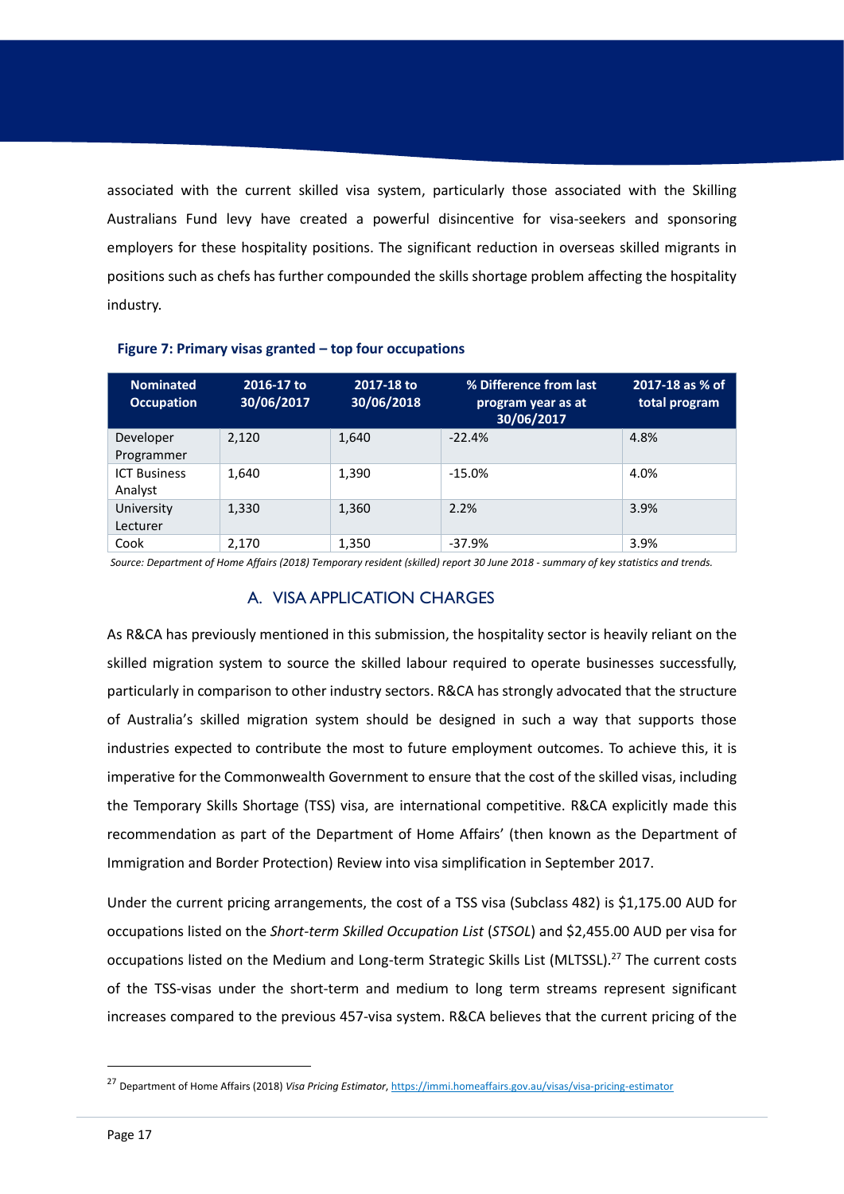associated with the current skilled visa system, particularly those associated with the Skilling Australians Fund levy have created a powerful disincentive for visa-seekers and sponsoring employers for these hospitality positions. The significant reduction in overseas skilled migrants in positions such as chefs has further compounded the skills shortage problem affecting the hospitality industry.

**Figure 7: Primary visas granted – top four occupations**

| Nominated Occupation | 2016-17 to 30/06/2017 | 2017-18 to 30/06/2018 | % Difference from last program year as at 30/06/2017 | 2017-18 as % of total program |
|---|---|---|---|---|
| Developer Programmer | 2,120 | 1,640 | -22.4% | 4.8% |
| ICT Business Analyst | 1,640 | 1,390 | -15.0% | 4.0% |
| University Lecturer | 1,330 | 1,360 | 2.2% | 3.9% |
| Cook | 2,170 | 1,350 | -37.9% | 3.9% |

*Source: Department of Home Affairs (2018) Temporary resident (skilled) report 30 June 2018 - summary of key statistics and trends.*

## A. VISA APPLICATION CHARGES

As R&CA has previously mentioned in this submission, the hospitality sector is heavily reliant on the skilled migration system to source the skilled labour required to operate businesses successfully, particularly in comparison to other industry sectors. R&CA has strongly advocated that the structure of Australia's skilled migration system should be designed in such a way that supports those industries expected to contribute the most to future employment outcomes. To achieve this, it is imperative for the Commonwealth Government to ensure that the cost of the skilled visas, including the Temporary Skills Shortage (TSS) visa, are international competitive. R&CA explicitly made this recommendation as part of the Department of Home Affairs' (then known as the Department of Immigration and Border Protection) Review into visa simplification in September 2017.

Under the current pricing arrangements, the cost of a TSS visa (Subclass 482) is $1,175.00 AUD for occupations listed on the *Short-term Skilled Occupation List* (*STSOL*) and $2,455.00 AUD per visa for occupations listed on the Medium and Long-term Strategic Skills List (MLTSSL).[27] The current costs of the TSS-visas under the short-term and medium to long term streams represent significant increases compared to the previous 457-visa system. R&CA believes that the current pricing of the

[27] Department of Home Affairs (2018) *Visa Pricing Estimator*, https://immi.homeaffairs.gov.au/visas/visa-pricing-estimator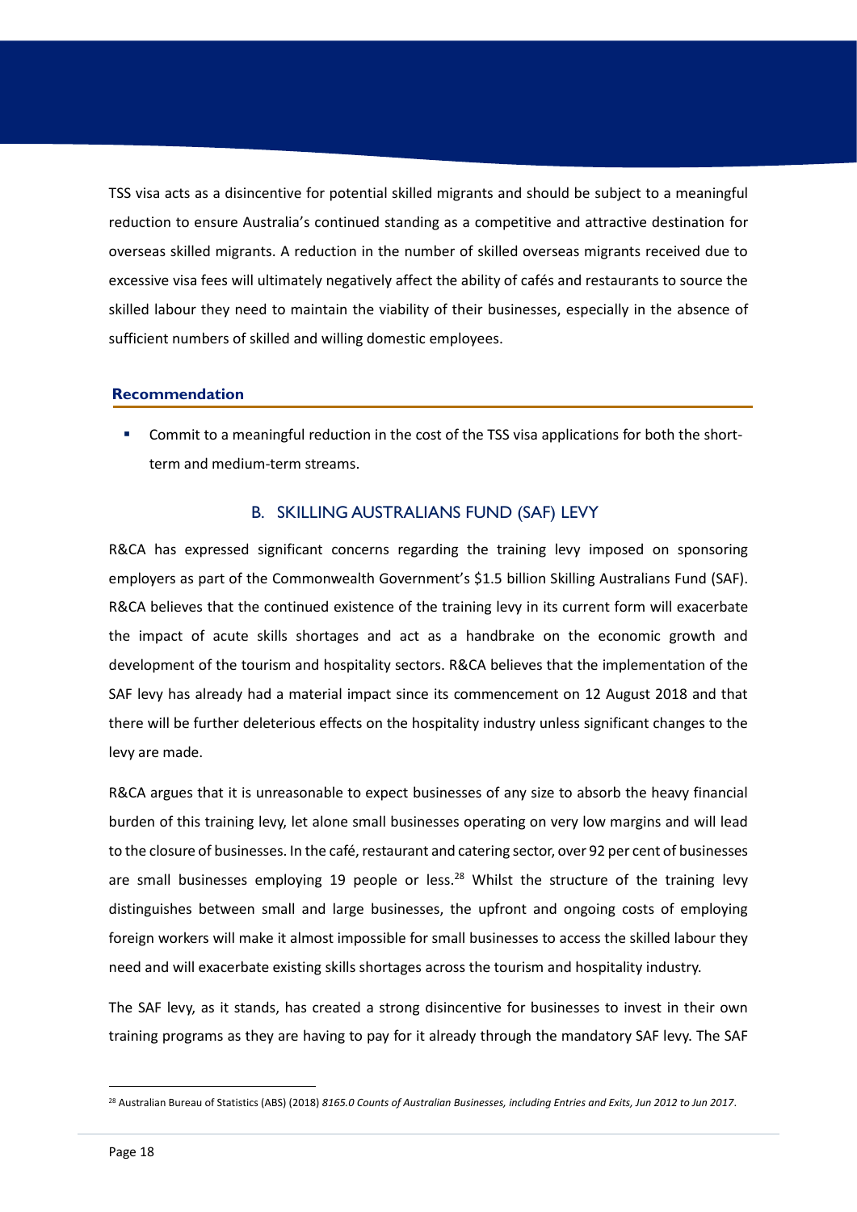TSS visa acts as a disincentive for potential skilled migrants and should be subject to a meaningful reduction to ensure Australia's continued standing as a competitive and attractive destination for overseas skilled migrants. A reduction in the number of skilled overseas migrants received due to excessive visa fees will ultimately negatively affect the ability of cafés and restaurants to source the skilled labour they need to maintain the viability of their businesses, especially in the absence of sufficient numbers of skilled and willing domestic employees.

**Recommendation**

- Commit to a meaningful reduction in the cost of the TSS visa applications for both the short-term and medium-term streams.

## B. SKILLING AUSTRALIANS FUND (SAF) LEVY

R&CA has expressed significant concerns regarding the training levy imposed on sponsoring employers as part of the Commonwealth Government's $1.5 billion Skilling Australians Fund (SAF). R&CA believes that the continued existence of the training levy in its current form will exacerbate the impact of acute skills shortages and act as a handbrake on the economic growth and development of the tourism and hospitality sectors. R&CA believes that the implementation of the SAF levy has already had a material impact since its commencement on 12 August 2018 and that there will be further deleterious effects on the hospitality industry unless significant changes to the levy are made.

R&CA argues that it is unreasonable to expect businesses of any size to absorb the heavy financial burden of this training levy, let alone small businesses operating on very low margins and will lead to the closure of businesses. In the café, restaurant and catering sector, over 92 per cent of businesses are small businesses employing 19 people or less.[28] Whilst the structure of the training levy distinguishes between small and large businesses, the upfront and ongoing costs of employing foreign workers will make it almost impossible for small businesses to access the skilled labour they need and will exacerbate existing skills shortages across the tourism and hospitality industry.

The SAF levy, as it stands, has created a strong disincentive for businesses to invest in their own training programs as they are having to pay for it already through the mandatory SAF levy. The SAF

[28] Australian Bureau of Statistics (ABS) (2018) *8165.0 Counts of Australian Businesses, including Entries and Exits, Jun 2012 to Jun 2017*.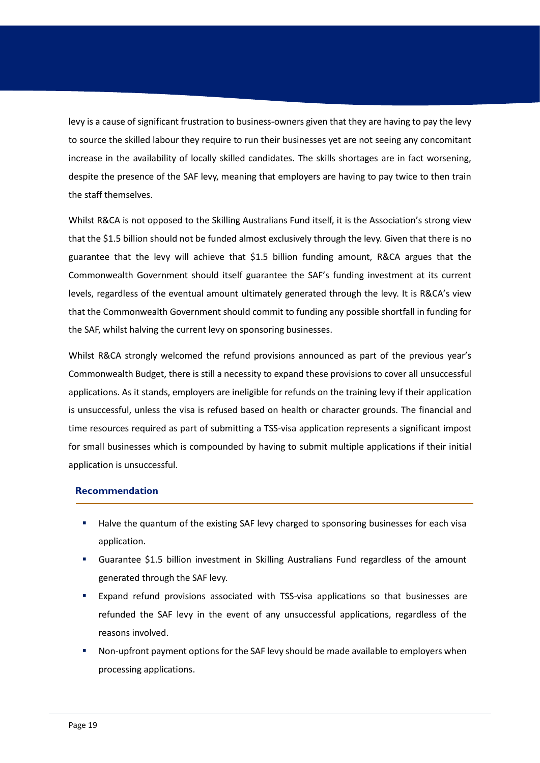levy is a cause of significant frustration to business-owners given that they are having to pay the levy to source the skilled labour they require to run their businesses yet are not seeing any concomitant increase in the availability of locally skilled candidates. The skills shortages are in fact worsening, despite the presence of the SAF levy, meaning that employers are having to pay twice to then train the staff themselves.

Whilst R&CA is not opposed to the Skilling Australians Fund itself, it is the Association's strong view that the $1.5 billion should not be funded almost exclusively through the levy. Given that there is no guarantee that the levy will achieve that $1.5 billion funding amount, R&CA argues that the Commonwealth Government should itself guarantee the SAF's funding investment at its current levels, regardless of the eventual amount ultimately generated through the levy. It is R&CA's view that the Commonwealth Government should commit to funding any possible shortfall in funding for the SAF, whilst halving the current levy on sponsoring businesses.

Whilst R&CA strongly welcomed the refund provisions announced as part of the previous year's Commonwealth Budget, there is still a necessity to expand these provisions to cover all unsuccessful applications. As it stands, employers are ineligible for refunds on the training levy if their application is unsuccessful, unless the visa is refused based on health or character grounds. The financial and time resources required as part of submitting a TSS-visa application represents a significant impost for small businesses which is compounded by having to submit multiple applications if their initial application is unsuccessful.

### Recommendation

- Halve the quantum of the existing SAF levy charged to sponsoring businesses for each visa application.
- Guarantee $1.5 billion investment in Skilling Australians Fund regardless of the amount generated through the SAF levy.
- Expand refund provisions associated with TSS-visa applications so that businesses are refunded the SAF levy in the event of any unsuccessful applications, regardless of the reasons involved.
- Non-upfront payment options for the SAF levy should be made available to employers when processing applications.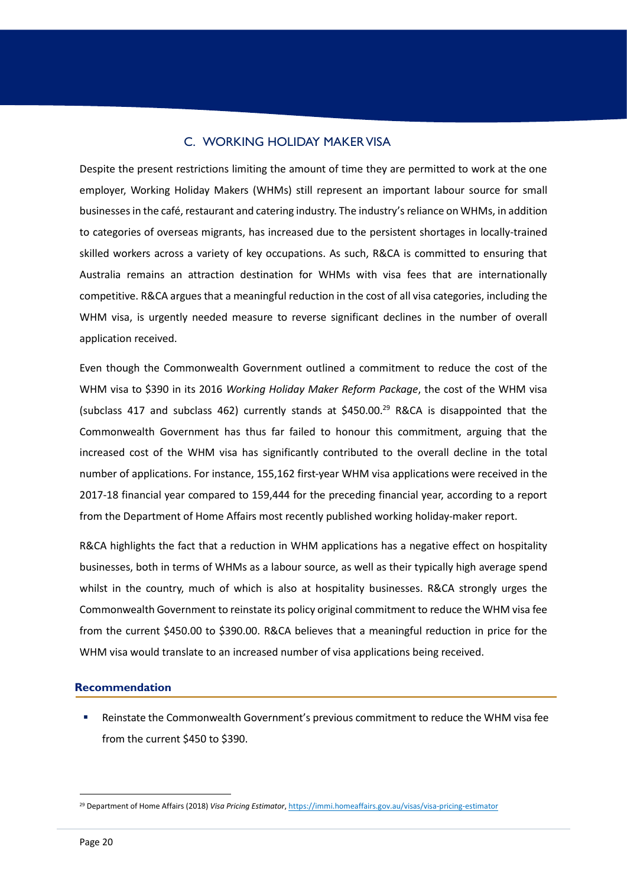## C. WORKING HOLIDAY MAKER VISA

Despite the present restrictions limiting the amount of time they are permitted to work at the one employer, Working Holiday Makers (WHMs) still represent an important labour source for small businesses in the café, restaurant and catering industry. The industry's reliance on WHMs, in addition to categories of overseas migrants, has increased due to the persistent shortages in locally-trained skilled workers across a variety of key occupations. As such, R&CA is committed to ensuring that Australia remains an attraction destination for WHMs with visa fees that are internationally competitive. R&CA argues that a meaningful reduction in the cost of all visa categories, including the WHM visa, is urgently needed measure to reverse significant declines in the number of overall application received.

Even though the Commonwealth Government outlined a commitment to reduce the cost of the WHM visa to $390 in its 2016 *Working Holiday Maker Reform Package*, the cost of the WHM visa (subclass 417 and subclass 462) currently stands at $450.00.[29] R&CA is disappointed that the Commonwealth Government has thus far failed to honour this commitment, arguing that the increased cost of the WHM visa has significantly contributed to the overall decline in the total number of applications. For instance, 155,162 first-year WHM visa applications were received in the 2017-18 financial year compared to 159,444 for the preceding financial year, according to a report from the Department of Home Affairs most recently published working holiday-maker report.

R&CA highlights the fact that a reduction in WHM applications has a negative effect on hospitality businesses, both in terms of WHMs as a labour source, as well as their typically high average spend whilst in the country, much of which is also at hospitality businesses. R&CA strongly urges the Commonwealth Government to reinstate its policy original commitment to reduce the WHM visa fee from the current $450.00 to $390.00. R&CA believes that a meaningful reduction in price for the WHM visa would translate to an increased number of visa applications being received.

### Recommendation

- Reinstate the Commonwealth Government's previous commitment to reduce the WHM visa fee from the current $450 to $390.

[29] Department of Home Affairs (2018) *Visa Pricing Estimator*, https://immi.homeaffairs.gov.au/visas/visa-pricing-estimator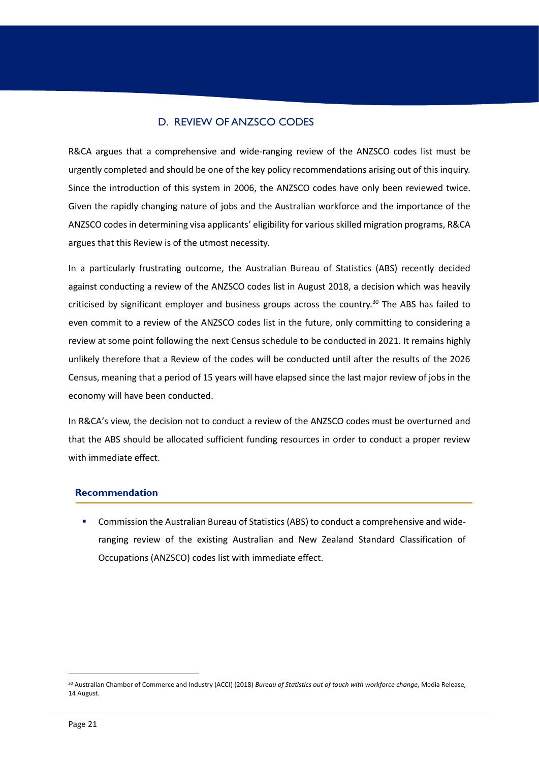## D. REVIEW OF ANZSCO CODES

R&CA argues that a comprehensive and wide-ranging review of the ANZSCO codes list must be urgently completed and should be one of the key policy recommendations arising out of this inquiry. Since the introduction of this system in 2006, the ANZSCO codes have only been reviewed twice. Given the rapidly changing nature of jobs and the Australian workforce and the importance of the ANZSCO codes in determining visa applicants' eligibility for various skilled migration programs, R&CA argues that this Review is of the utmost necessity.

In a particularly frustrating outcome, the Australian Bureau of Statistics (ABS) recently decided against conducting a review of the ANZSCO codes list in August 2018, a decision which was heavily criticised by significant employer and business groups across the country.[30] The ABS has failed to even commit to a review of the ANZSCO codes list in the future, only committing to considering a review at some point following the next Census schedule to be conducted in 2021. It remains highly unlikely therefore that a Review of the codes will be conducted until after the results of the 2026 Census, meaning that a period of 15 years will have elapsed since the last major review of jobs in the economy will have been conducted.

In R&CA's view, the decision not to conduct a review of the ANZSCO codes must be overturned and that the ABS should be allocated sufficient funding resources in order to conduct a proper review with immediate effect.

### Recommendation

- Commission the Australian Bureau of Statistics (ABS) to conduct a comprehensive and wide-ranging review of the existing Australian and New Zealand Standard Classification of Occupations (ANZSCO) codes list with immediate effect.

---

[30] Australian Chamber of Commerce and Industry (ACCI) (2018) *Bureau of Statistics out of touch with workforce change*, Media Release, 14 August.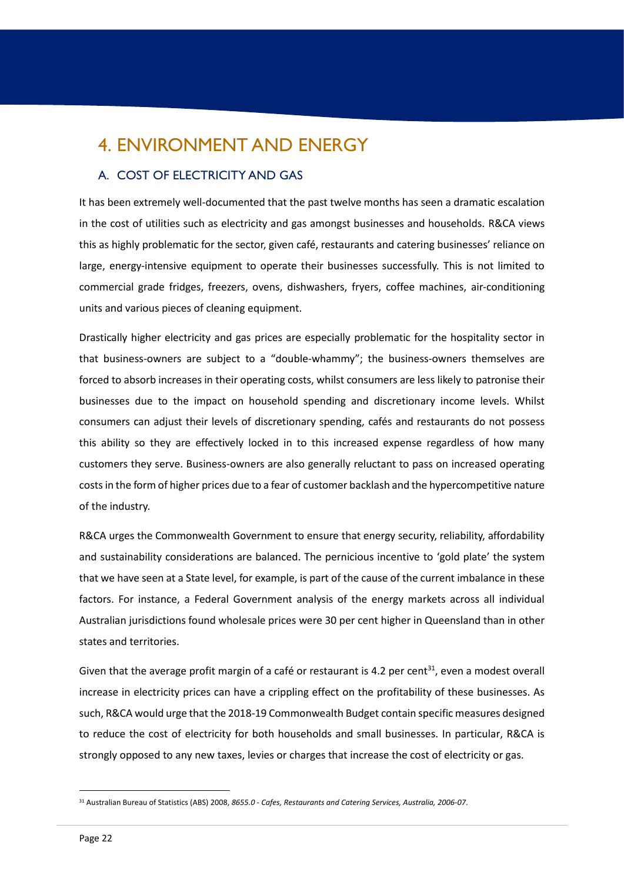# 4. ENVIRONMENT AND ENERGY

## A. COST OF ELECTRICITY AND GAS

It has been extremely well-documented that the past twelve months has seen a dramatic escalation in the cost of utilities such as electricity and gas amongst businesses and households. R&CA views this as highly problematic for the sector, given café, restaurants and catering businesses' reliance on large, energy-intensive equipment to operate their businesses successfully. This is not limited to commercial grade fridges, freezers, ovens, dishwashers, fryers, coffee machines, air-conditioning units and various pieces of cleaning equipment.

Drastically higher electricity and gas prices are especially problematic for the hospitality sector in that business-owners are subject to a "double-whammy"; the business-owners themselves are forced to absorb increases in their operating costs, whilst consumers are less likely to patronise their businesses due to the impact on household spending and discretionary income levels. Whilst consumers can adjust their levels of discretionary spending, cafés and restaurants do not possess this ability so they are effectively locked in to this increased expense regardless of how many customers they serve. Business-owners are also generally reluctant to pass on increased operating costs in the form of higher prices due to a fear of customer backlash and the hypercompetitive nature of the industry.

R&CA urges the Commonwealth Government to ensure that energy security, reliability, affordability and sustainability considerations are balanced. The pernicious incentive to 'gold plate' the system that we have seen at a State level, for example, is part of the cause of the current imbalance in these factors. For instance, a Federal Government analysis of the energy markets across all individual Australian jurisdictions found wholesale prices were 30 per cent higher in Queensland than in other states and territories.

Given that the average profit margin of a café or restaurant is 4.2 per cent[31], even a modest overall increase in electricity prices can have a crippling effect on the profitability of these businesses. As such, R&CA would urge that the 2018-19 Commonwealth Budget contain specific measures designed to reduce the cost of electricity for both households and small businesses. In particular, R&CA is strongly opposed to any new taxes, levies or charges that increase the cost of electricity or gas.

[31] Australian Bureau of Statistics (ABS) 2008, *8655.0 - Cafes, Restaurants and Catering Services, Australia, 2006-07*.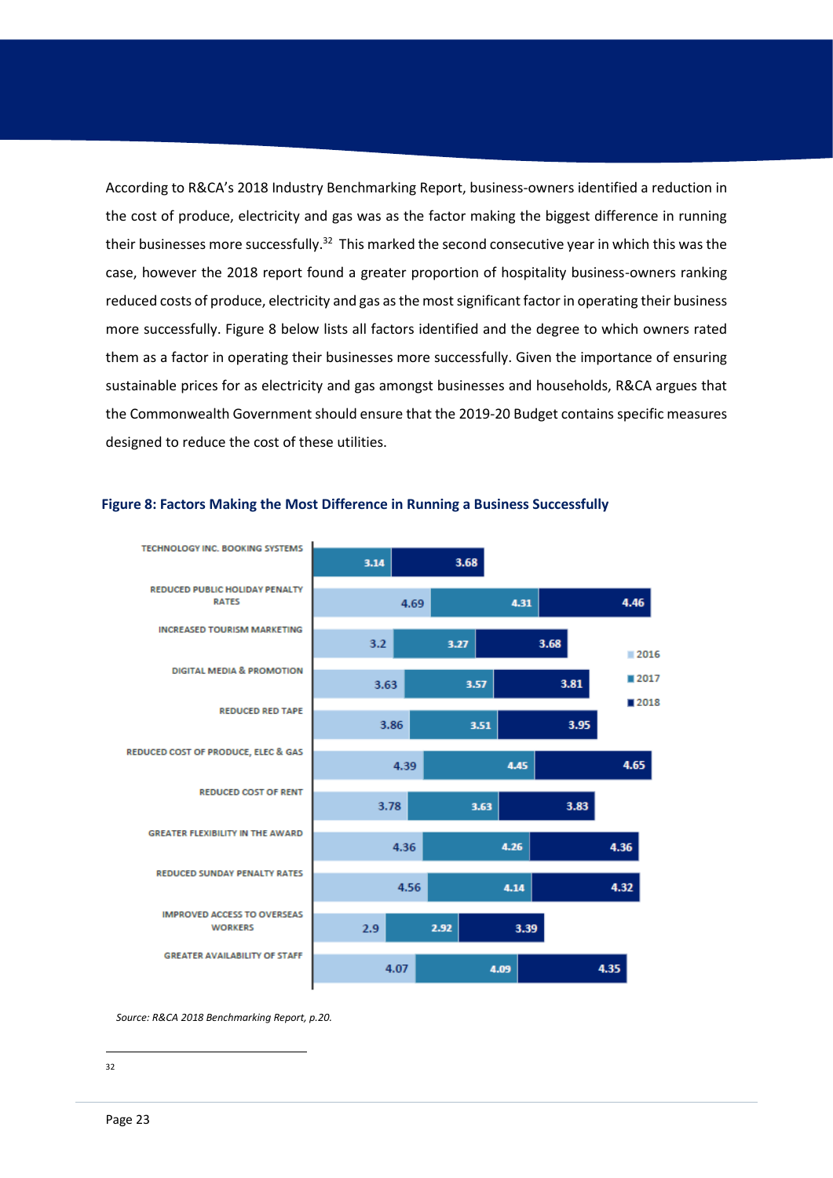According to R&CA's 2018 Industry Benchmarking Report, business-owners identified a reduction in the cost of produce, electricity and gas was as the factor making the biggest difference in running their businesses more successfully.[32] This marked the second consecutive year in which this was the case, however the 2018 report found a greater proportion of hospitality business-owners ranking reduced costs of produce, electricity and gas as the most significant factor in operating their business more successfully. Figure 8 below lists all factors identified and the degree to which owners rated them as a factor in operating their businesses more successfully. Given the importance of ensuring sustainable prices for as electricity and gas amongst businesses and households, R&CA argues that the Commonwealth Government should ensure that the 2019-20 Budget contains specific measures designed to reduce the cost of these utilities.

### Figure 8: Factors Making the Most Difference in Running a Business Successfully

| Factor | 2016 | 2017 | 2018 |
|---|---|---|---|
| TECHNOLOGY INC. BOOKING SYSTEMS | | 3.14 | 3.68 |
| REDUCED PUBLIC HOLIDAY PENALTY RATES | 4.69 | 4.31 | 4.46 |
| INCREASED TOURISM MARKETING | 3.2 | 3.27 | 3.68 |
| DIGITAL MEDIA & PROMOTION | 3.63 | 3.57 | 3.81 |
| REDUCED RED TAPE | 3.86 | 3.51 | 3.95 |
| REDUCED COST OF PRODUCE, ELEC & GAS | 4.39 | 4.45 | 4.65 |
| REDUCED COST OF RENT | 3.78 | 3.63 | 3.83 |
| GREATER FLEXIBILITY IN THE AWARD | 4.36 | 4.26 | 4.36 |
| REDUCED SUNDAY PENALTY RATES | 4.56 | 4.14 | 4.32 |
| IMPROVED ACCESS TO OVERSEAS WORKERS | 2.9 | 2.92 | 3.39 |
| GREATER AVAILABILITY OF STAFF | 4.07 | 4.09 | 4.35 |

*Source: R&CA 2018 Benchmarking Report, p.20.*

---

32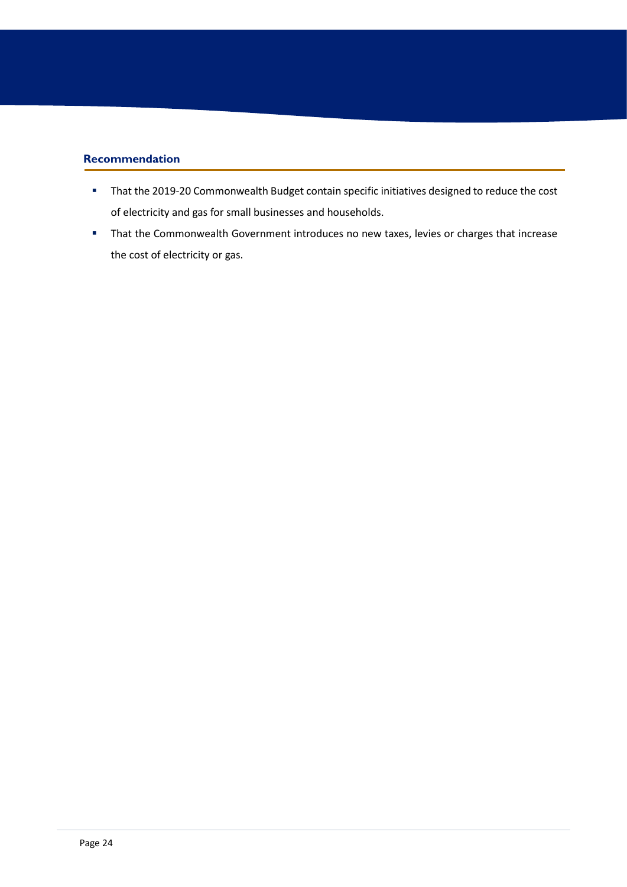### Recommendation

- That the 2019-20 Commonwealth Budget contain specific initiatives designed to reduce the cost of electricity and gas for small businesses and households.
- That the Commonwealth Government introduces no new taxes, levies or charges that increase the cost of electricity or gas.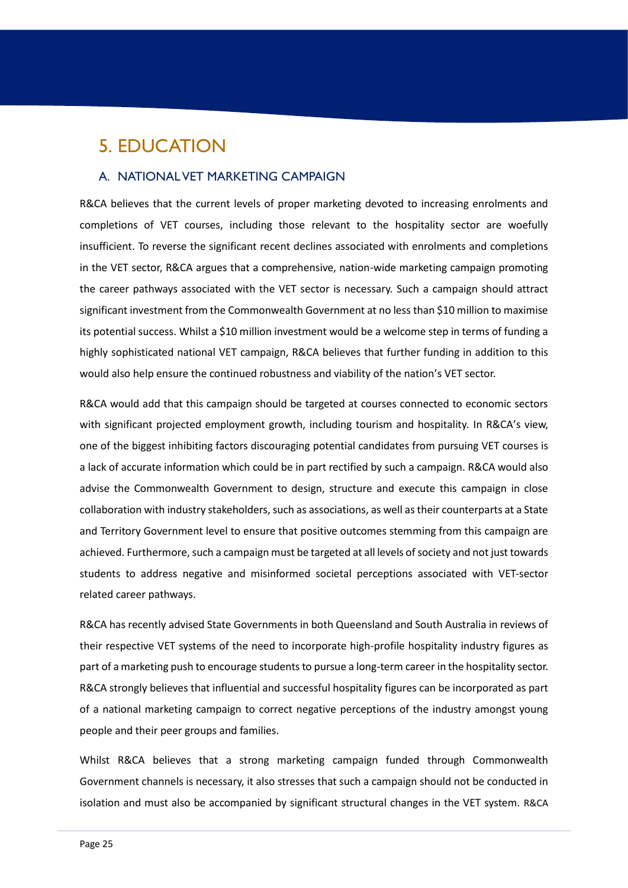# 5. EDUCATION

## A. NATIONAL VET MARKETING CAMPAIGN

R&CA believes that the current levels of proper marketing devoted to increasing enrolments and completions of VET courses, including those relevant to the hospitality sector are woefully insufficient. To reverse the significant recent declines associated with enrolments and completions in the VET sector, R&CA argues that a comprehensive, nation-wide marketing campaign promoting the career pathways associated with the VET sector is necessary. Such a campaign should attract significant investment from the Commonwealth Government at no less than $10 million to maximise its potential success. Whilst a $10 million investment would be a welcome step in terms of funding a highly sophisticated national VET campaign, R&CA believes that further funding in addition to this would also help ensure the continued robustness and viability of the nation's VET sector.

R&CA would add that this campaign should be targeted at courses connected to economic sectors with significant projected employment growth, including tourism and hospitality. In R&CA's view, one of the biggest inhibiting factors discouraging potential candidates from pursuing VET courses is a lack of accurate information which could be in part rectified by such a campaign. R&CA would also advise the Commonwealth Government to design, structure and execute this campaign in close collaboration with industry stakeholders, such as associations, as well as their counterparts at a State and Territory Government level to ensure that positive outcomes stemming from this campaign are achieved. Furthermore, such a campaign must be targeted at all levels of society and not just towards students to address negative and misinformed societal perceptions associated with VET-sector related career pathways.

R&CA has recently advised State Governments in both Queensland and South Australia in reviews of their respective VET systems of the need to incorporate high-profile hospitality industry figures as part of a marketing push to encourage students to pursue a long-term career in the hospitality sector. R&CA strongly believes that influential and successful hospitality figures can be incorporated as part of a national marketing campaign to correct negative perceptions of the industry amongst young people and their peer groups and families.

Whilst R&CA believes that a strong marketing campaign funded through Commonwealth Government channels is necessary, it also stresses that such a campaign should not be conducted in isolation and must also be accompanied by significant structural changes in the VET system. R&CA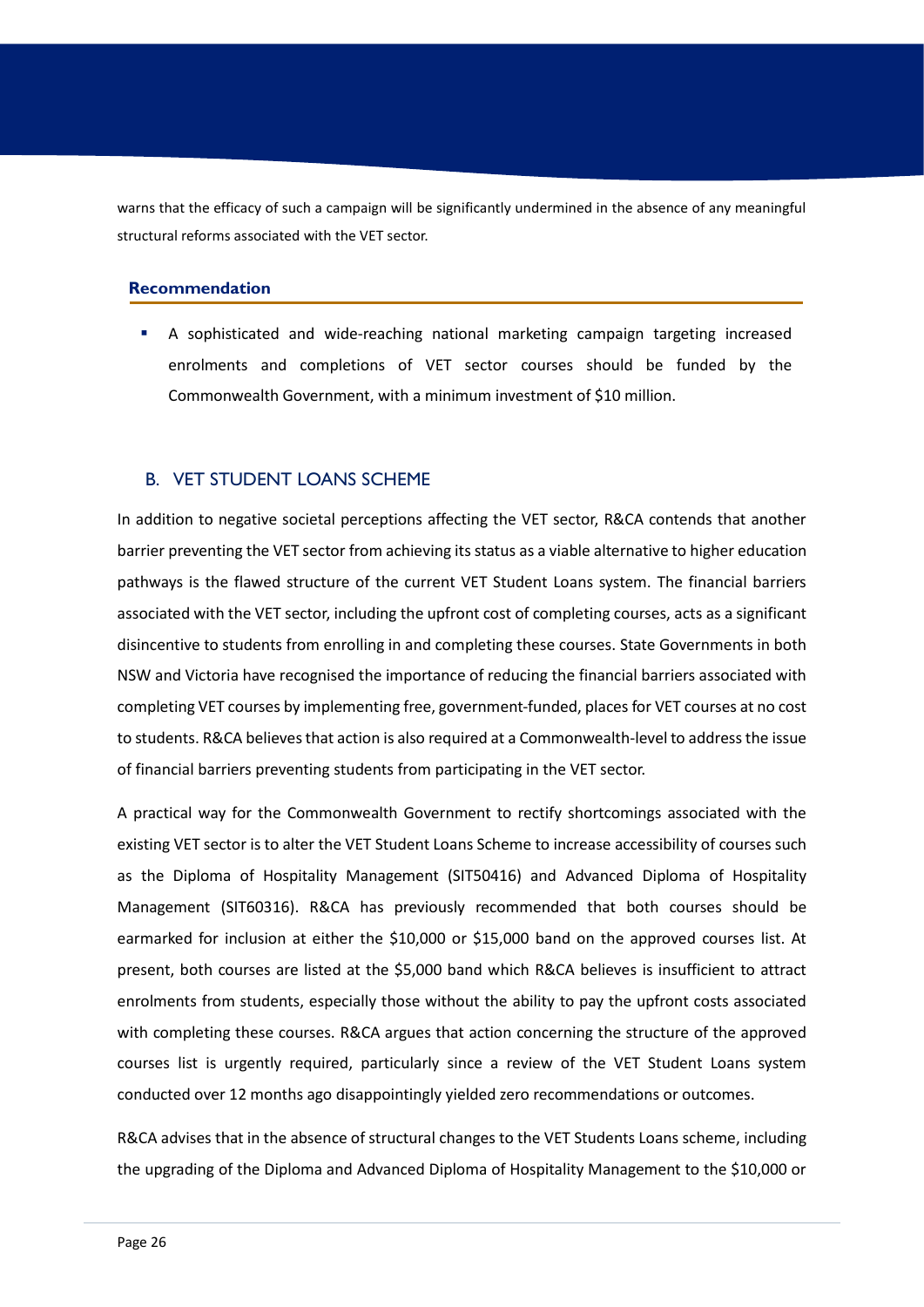warns that the efficacy of such a campaign will be significantly undermined in the absence of any meaningful structural reforms associated with the VET sector.

#### Recommendation

- A sophisticated and wide-reaching national marketing campaign targeting increased enrolments and completions of VET sector courses should be funded by the Commonwealth Government, with a minimum investment of $10 million.

## B. VET STUDENT LOANS SCHEME

In addition to negative societal perceptions affecting the VET sector, R&CA contends that another barrier preventing the VET sector from achieving its status as a viable alternative to higher education pathways is the flawed structure of the current VET Student Loans system. The financial barriers associated with the VET sector, including the upfront cost of completing courses, acts as a significant disincentive to students from enrolling in and completing these courses. State Governments in both NSW and Victoria have recognised the importance of reducing the financial barriers associated with completing VET courses by implementing free, government-funded, places for VET courses at no cost to students. R&CA believes that action is also required at a Commonwealth-level to address the issue of financial barriers preventing students from participating in the VET sector.

A practical way for the Commonwealth Government to rectify shortcomings associated with the existing VET sector is to alter the VET Student Loans Scheme to increase accessibility of courses such as the Diploma of Hospitality Management (SIT50416) and Advanced Diploma of Hospitality Management (SIT60316). R&CA has previously recommended that both courses should be earmarked for inclusion at either the $10,000 or $15,000 band on the approved courses list. At present, both courses are listed at the $5,000 band which R&CA believes is insufficient to attract enrolments from students, especially those without the ability to pay the upfront costs associated with completing these courses. R&CA argues that action concerning the structure of the approved courses list is urgently required, particularly since a review of the VET Student Loans system conducted over 12 months ago disappointingly yielded zero recommendations or outcomes.

R&CA advises that in the absence of structural changes to the VET Students Loans scheme, including the upgrading of the Diploma and Advanced Diploma of Hospitality Management to the $10,000 or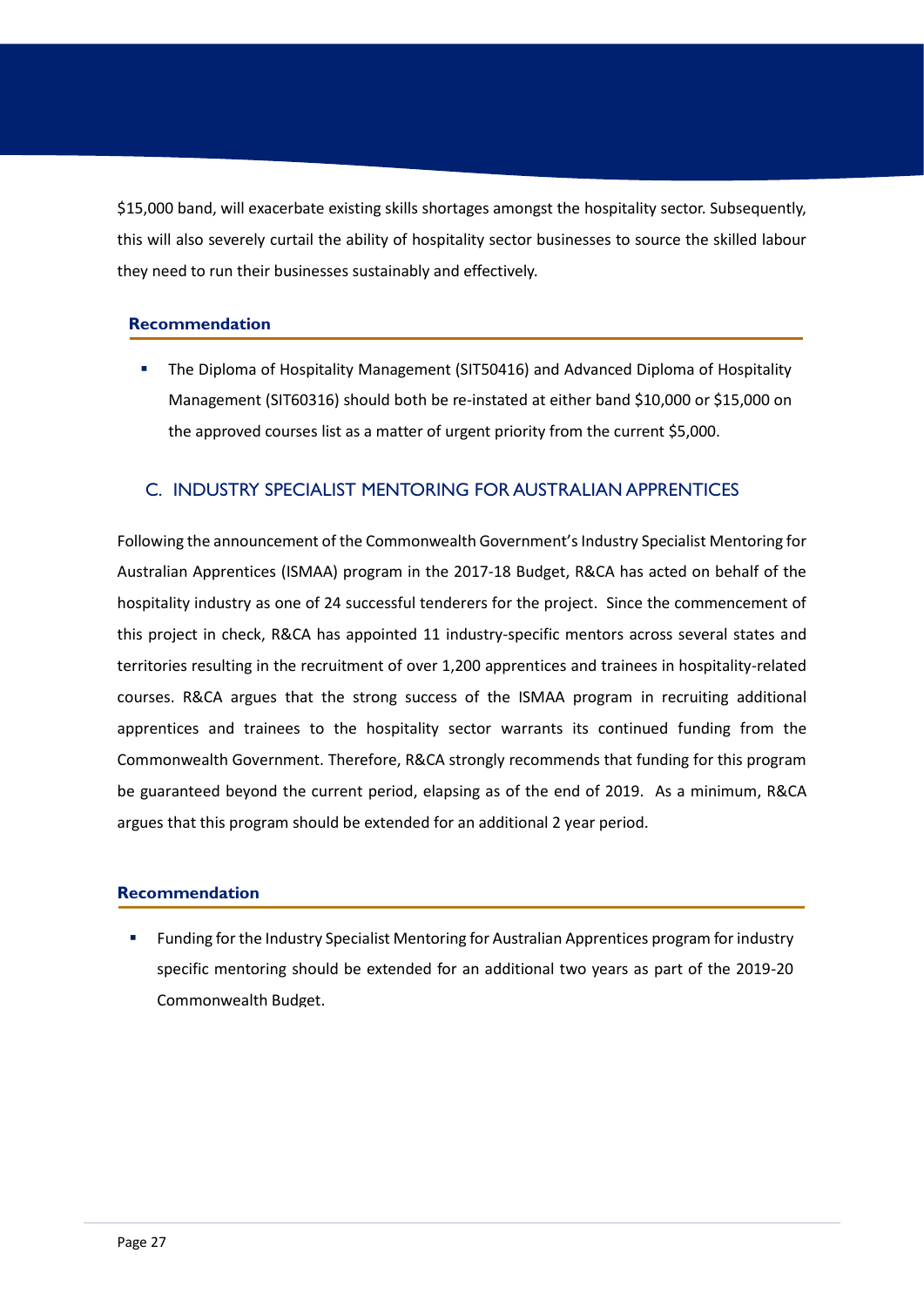$15,000 band, will exacerbate existing skills shortages amongst the hospitality sector. Subsequently, this will also severely curtail the ability of hospitality sector businesses to source the skilled labour they need to run their businesses sustainably and effectively.

### Recommendation

- The Diploma of Hospitality Management (SIT50416) and Advanced Diploma of Hospitality Management (SIT60316) should both be re-instated at either band $10,000 or $15,000 on the approved courses list as a matter of urgent priority from the current $5,000.

## C. INDUSTRY SPECIALIST MENTORING FOR AUSTRALIAN APPRENTICES

Following the announcement of the Commonwealth Government's Industry Specialist Mentoring for Australian Apprentices (ISMAA) program in the 2017-18 Budget, R&CA has acted on behalf of the hospitality industry as one of 24 successful tenderers for the project. Since the commencement of this project in check, R&CA has appointed 11 industry-specific mentors across several states and territories resulting in the recruitment of over 1,200 apprentices and trainees in hospitality-related courses. R&CA argues that the strong success of the ISMAA program in recruiting additional apprentices and trainees to the hospitality sector warrants its continued funding from the Commonwealth Government. Therefore, R&CA strongly recommends that funding for this program be guaranteed beyond the current period, elapsing as of the end of 2019. As a minimum, R&CA argues that this program should be extended for an additional 2 year period.

### Recommendation

- Funding for the Industry Specialist Mentoring for Australian Apprentices program for industry specific mentoring should be extended for an additional two years as part of the 2019-20 Commonwealth Budget.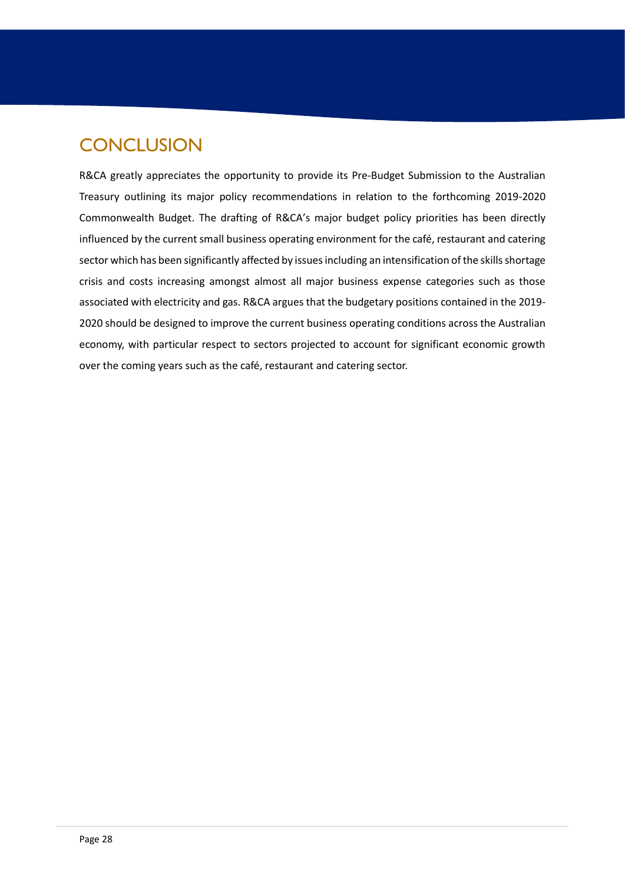# CONCLUSION

R&CA greatly appreciates the opportunity to provide its Pre-Budget Submission to the Australian Treasury outlining its major policy recommendations in relation to the forthcoming 2019-2020 Commonwealth Budget. The drafting of R&CA's major budget policy priorities has been directly influenced by the current small business operating environment for the café, restaurant and catering sector which has been significantly affected by issues including an intensification of the skills shortage crisis and costs increasing amongst almost all major business expense categories such as those associated with electricity and gas. R&CA argues that the budgetary positions contained in the 2019-2020 should be designed to improve the current business operating conditions across the Australian economy, with particular respect to sectors projected to account for significant economic growth over the coming years such as the café, restaurant and catering sector.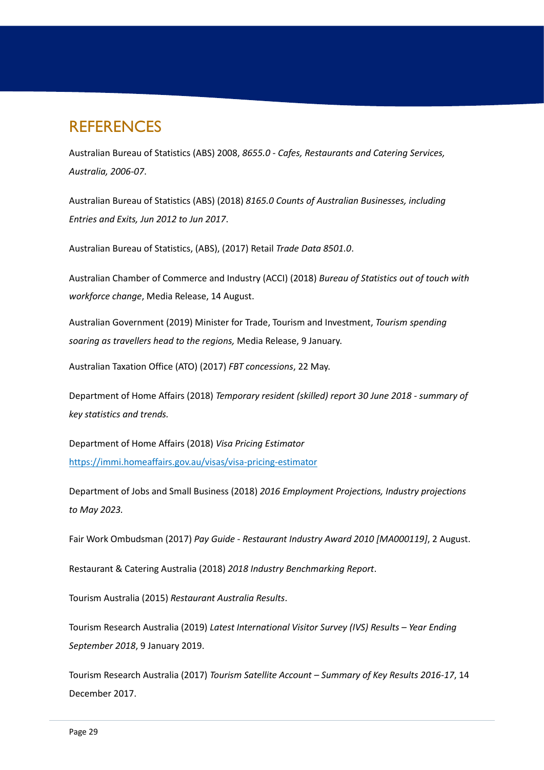# REFERENCES

Australian Bureau of Statistics (ABS) 2008, *8655.0 - Cafes, Restaurants and Catering Services, Australia, 2006-07*.

Australian Bureau of Statistics (ABS) (2018) *8165.0 Counts of Australian Businesses, including Entries and Exits, Jun 2012 to Jun 2017*.

Australian Bureau of Statistics, (ABS), (2017) Retail *Trade Data 8501.0*.

Australian Chamber of Commerce and Industry (ACCI) (2018) *Bureau of Statistics out of touch with workforce change*, Media Release, 14 August.

Australian Government (2019) Minister for Trade, Tourism and Investment, *Tourism spending soaring as travellers head to the regions,* Media Release, 9 January.

Australian Taxation Office (ATO) (2017) *FBT concessions*, 22 May.

Department of Home Affairs (2018) *Temporary resident (skilled) report 30 June 2018 - summary of key statistics and trends.*

Department of Home Affairs (2018) *Visa Pricing Estimator* https://immi.homeaffairs.gov.au/visas/visa-pricing-estimator

Department of Jobs and Small Business (2018) *2016 Employment Projections, Industry projections to May 2023.*

Fair Work Ombudsman (2017) *Pay Guide - Restaurant Industry Award 2010 [MA000119]*, 2 August.

Restaurant & Catering Australia (2018) *2018 Industry Benchmarking Report*.

Tourism Australia (2015) *Restaurant Australia Results*.

Tourism Research Australia (2019) *Latest International Visitor Survey (IVS) Results – Year Ending September 2018*, 9 January 2019.

Tourism Research Australia (2017) *Tourism Satellite Account – Summary of Key Results 2016-17*, 14 December 2017.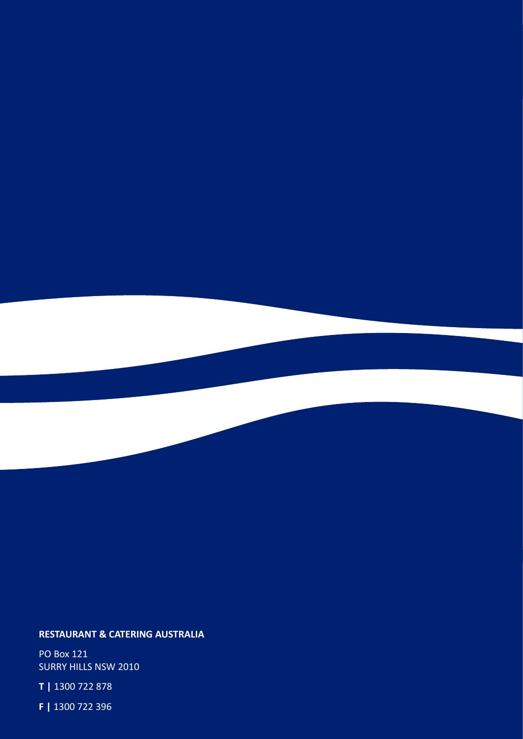**RESTAURANT & CATERING AUSTRALIA**

PO Box 121
SURRY HILLS NSW 2010

**T |** 1300 722 878

**F |** 1300 722 396